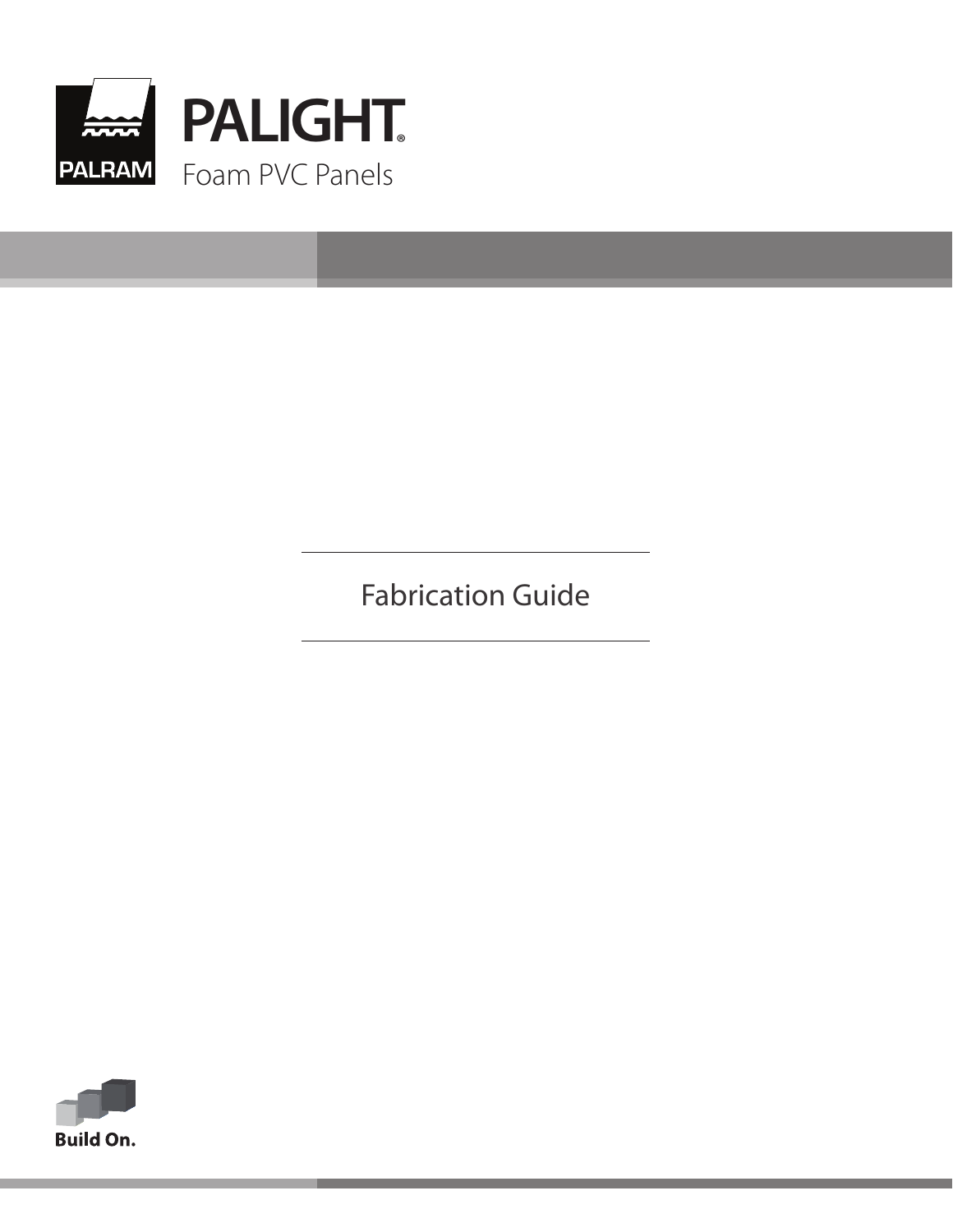PALRAM

# PALIGHT®

Foam PVC Panels

## Fabrication Guide

Build On.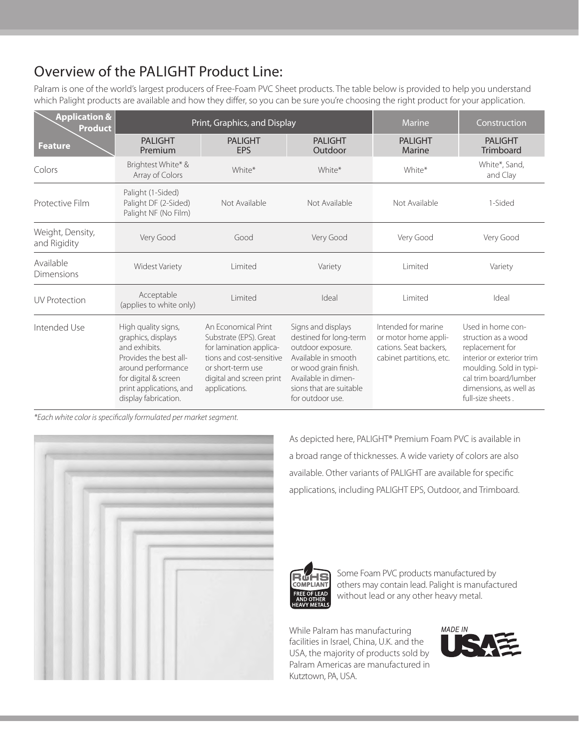## Overview of the PALIGHT Product Line:

Palram is one of the world's largest producers of Free-Foam PVC Sheet products. The table below is provided to help you understand which Palight products are available and how they differ, so you can be sure you're choosing the right product for your application.

| Application & Product / Feature | Print, Graphics, and Display | | | Marine | Construction |
|---|---|---|---|---|---|
| | PALIGHT Premium | PALIGHT EPS | PALIGHT Outdoor | PALIGHT Marine | PALIGHT Trimboard |
| Colors | Brightest White* & Array of Colors | White* | White* | White* | White*, Sand, and Clay |
| Protective Film | Palight (1-Sided) Palight DF (2-Sided) Palight NF (No Film) | Not Available | Not Available | Not Available | 1-Sided |
| Weight, Density, and Rigidity | Very Good | Good | Very Good | Very Good | Very Good |
| Available Dimensions | Widest Variety | Limited | Variety | Limited | Variety |
| UV Protection | Acceptable (applies to white only) | Limited | Ideal | Limited | Ideal |
| Intended Use | High quality signs, graphics, displays and exhibits. Provides the best all-around performance for digital & screen print applications, and display fabrication. | An Economical Print Substrate (EPS). Great for lamination applications and cost-sensitive or short-term use digital and screen print applications. | Signs and displays destined for long-term outdoor exposure. Available in smooth or wood grain finish. Available in dimensions that are suitable for outdoor use. | Intended for marine or motor home applications. Seat backers, cabinet partitions, etc. | Used in home construction as a wood replacement for interior or exterior trim moulding. Sold in typical trim board/lumber dimensions, as well as full-size sheets. |

*Each white color is specifically formulated per market segment.*

As depicted here, PALIGHT® Premium Foam PVC is available in a broad range of thicknesses. A wide variety of colors are also available. Other variants of PALIGHT are available for specific applications, including PALIGHT EPS, Outdoor, and Trimboard.

RoHS COMPLIANT — FREE OF LEAD AND OTHER HEAVY METALS

Some Foam PVC products manufactured by others may contain lead. Palight is manufactured without lead or any other heavy metal.

While Palram has manufacturing facilities in Israel, China, U.K. and the USA, the majority of products sold by Palram Americas are manufactured in Kutztown, PA, USA.

MADE IN USA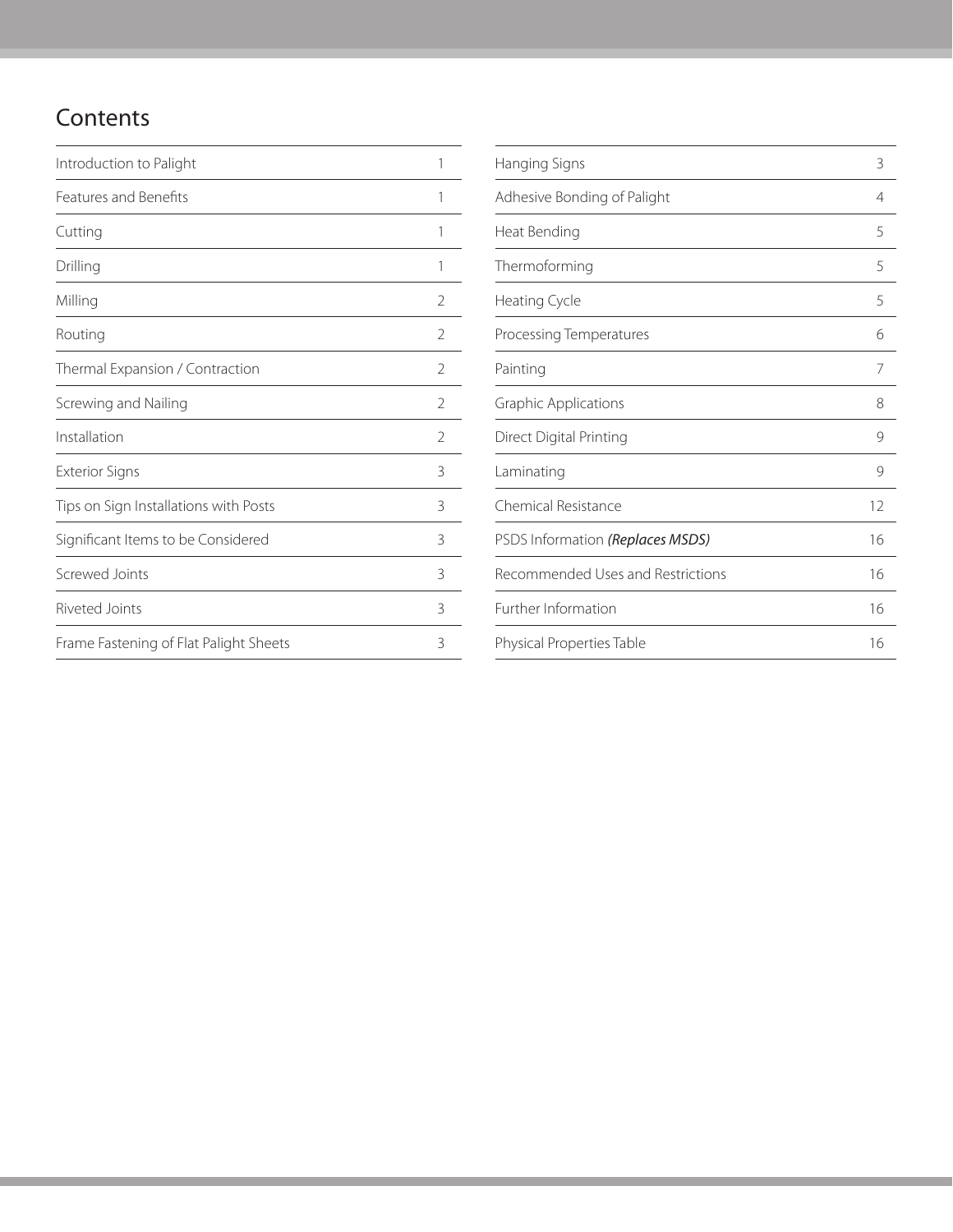## Contents

| | |
|---|---|
| Introduction to Palight | 1 |
| Features and Benefits | 1 |
| Cutting | 1 |
| Drilling | 1 |
| Milling | 2 |
| Routing | 2 |
| Thermal Expansion / Contraction | 2 |
| Screwing and Nailing | 2 |
| Installation | 2 |
| Exterior Signs | 3 |
| Tips on Sign Installations with Posts | 3 |
| Significant Items to be Considered | 3 |
| Screwed Joints | 3 |
| Riveted Joints | 3 |
| Frame Fastening of Flat Palight Sheets | 3 |
| Hanging Signs | 3 |
| Adhesive Bonding of Palight | 4 |
| Heat Bending | 5 |
| Thermoforming | 5 |
| Heating Cycle | 5 |
| Processing Temperatures | 6 |
| Painting | 7 |
| Graphic Applications | 8 |
| Direct Digital Printing | 9 |
| Laminating | 9 |
| Chemical Resistance | 12 |
| PSDS Information ***(Replaces MSDS)*** | 16 |
| Recommended Uses and Restrictions | 16 |
| Further Information | 16 |
| Physical Properties Table | 16 |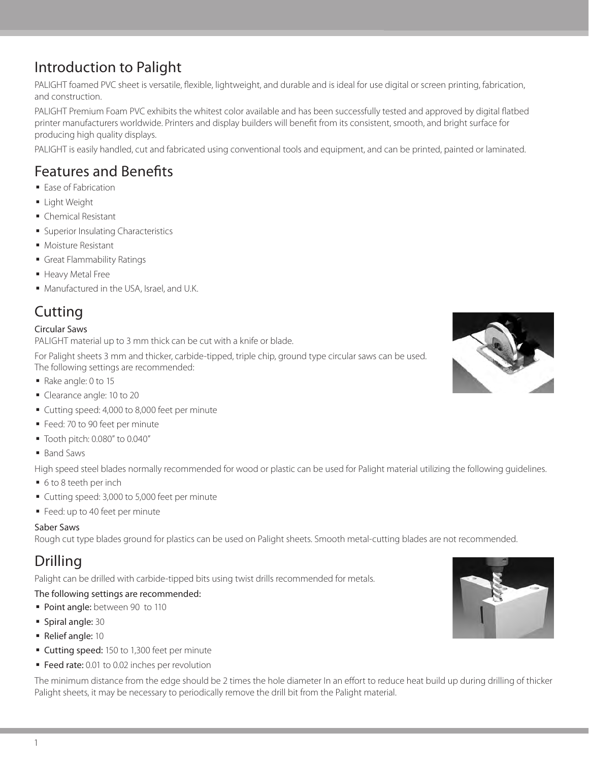## Introduction to Palight

PALIGHT foamed PVC sheet is versatile, flexible, lightweight, and durable and is ideal for use digital or screen printing, fabrication, and construction.

PALIGHT Premium Foam PVC exhibits the whitest color available and has been successfully tested and approved by digital flatbed printer manufacturers worldwide. Printers and display builders will benefit from its consistent, smooth, and bright surface for producing high quality displays.

PALIGHT is easily handled, cut and fabricated using conventional tools and equipment, and can be printed, painted or laminated.

## Features and Benefits

- Ease of Fabrication
- Light Weight
- Chemical Resistant
- Superior Insulating Characteristics
- Moisture Resistant
- Great Flammability Ratings
- Heavy Metal Free
- Manufactured in the USA, Israel, and U.K.

## Cutting

### Circular Saws

PALIGHT material up to 3 mm thick can be cut with a knife or blade.

For Palight sheets 3 mm and thicker, carbide-tipped, triple chip, ground type circular saws can be used. The following settings are recommended:

- Rake angle: 0 to 15
- Clearance angle: 10 to 20
- Cutting speed: 4,000 to 8,000 feet per minute
- Feed: 70 to 90 feet per minute
- Tooth pitch: 0.080" to 0.040"
- Band Saws

High speed steel blades normally recommended for wood or plastic can be used for Palight material utilizing the following guidelines.

- 6 to 8 teeth per inch
- Cutting speed: 3,000 to 5,000 feet per minute
- Feed: up to 40 feet per minute

### Saber Saws

Rough cut type blades ground for plastics can be used on Palight sheets. Smooth metal-cutting blades are not recommended.

## Drilling

Palight can be drilled with carbide-tipped bits using twist drills recommended for metals.

The following settings are recommended:

- **Point angle:** between 90 to 110
- **Spiral angle:** 30
- **Relief angle:** 10
- **Cutting speed:** 150 to 1,300 feet per minute
- **Feed rate:** 0.01 to 0.02 inches per revolution

The minimum distance from the edge should be 2 times the hole diameter In an effort to reduce heat build up during drilling of thicker Palight sheets, it may be necessary to periodically remove the drill bit from the Palight material.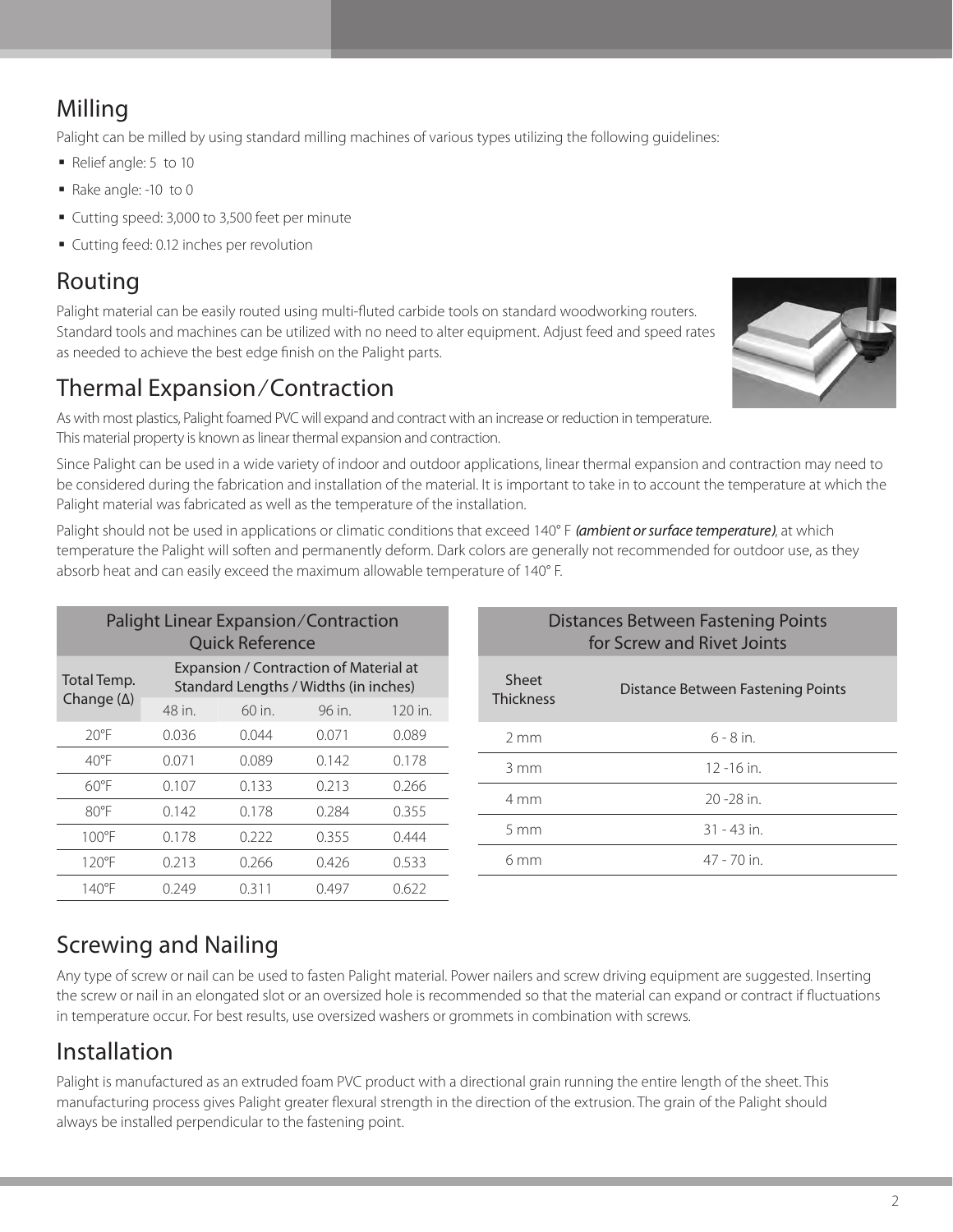## Milling

Palight can be milled by using standard milling machines of various types utilizing the following guidelines:

- Relief angle: 5 to 10
- Rake angle: -10 to 0
- Cutting speed: 3,000 to 3,500 feet per minute
- Cutting feed: 0.12 inches per revolution

## Routing

Palight material can be easily routed using multi-fluted carbide tools on standard woodworking routers. Standard tools and machines can be utilized with no need to alter equipment. Adjust feed and speed rates as needed to achieve the best edge finish on the Palight parts.

## Thermal Expansion/Contraction

As with most plastics, Palight foamed PVC will expand and contract with an increase or reduction in temperature. This material property is known as linear thermal expansion and contraction.

Since Palight can be used in a wide variety of indoor and outdoor applications, linear thermal expansion and contraction may need to be considered during the fabrication and installation of the material. It is important to take in to account the temperature at which the Palight material was fabricated as well as the temperature of the installation.

Palight should not be used in applications or climatic conditions that exceed 140° F ***(ambient or surface temperature)***, at which temperature the Palight will soften and permanently deform. Dark colors are generally not recommended for outdoor use, as they absorb heat and can easily exceed the maximum allowable temperature of 140° F.

**Palight Linear Expansion/Contraction Quick Reference**

| Total Temp. Change (Δ) | Expansion / Contraction of Material at Standard Lengths / Widths (in inches) | | | |
|---|---|---|---|---|
| | 48 in. | 60 in. | 96 in. | 120 in. |
| 20°F | 0.036 | 0.044 | 0.071 | 0.089 |
| 40°F | 0.071 | 0.089 | 0.142 | 0.178 |
| 60°F | 0.107 | 0.133 | 0.213 | 0.266 |
| 80°F | 0.142 | 0.178 | 0.284 | 0.355 |
| 100°F | 0.178 | 0.222 | 0.355 | 0.444 |
| 120°F | 0.213 | 0.266 | 0.426 | 0.533 |
| 140°F | 0.249 | 0.311 | 0.497 | 0.622 |

**Distances Between Fastening Points for Screw and Rivet Joints**

| Sheet Thickness | Distance Between Fastening Points |
|---|---|
| 2 mm | 6 - 8 in. |
| 3 mm | 12 -16 in. |
| 4 mm | 20 -28 in. |
| 5 mm | 31 - 43 in. |
| 6 mm | 47 - 70 in. |

## Screwing and Nailing

Any type of screw or nail can be used to fasten Palight material. Power nailers and screw driving equipment are suggested. Inserting the screw or nail in an elongated slot or an oversized hole is recommended so that the material can expand or contract if fluctuations in temperature occur. For best results, use oversized washers or grommets in combination with screws.

## Installation

Palight is manufactured as an extruded foam PVC product with a directional grain running the entire length of the sheet. This manufacturing process gives Palight greater flexural strength in the direction of the extrusion. The grain of the Palight should always be installed perpendicular to the fastening point.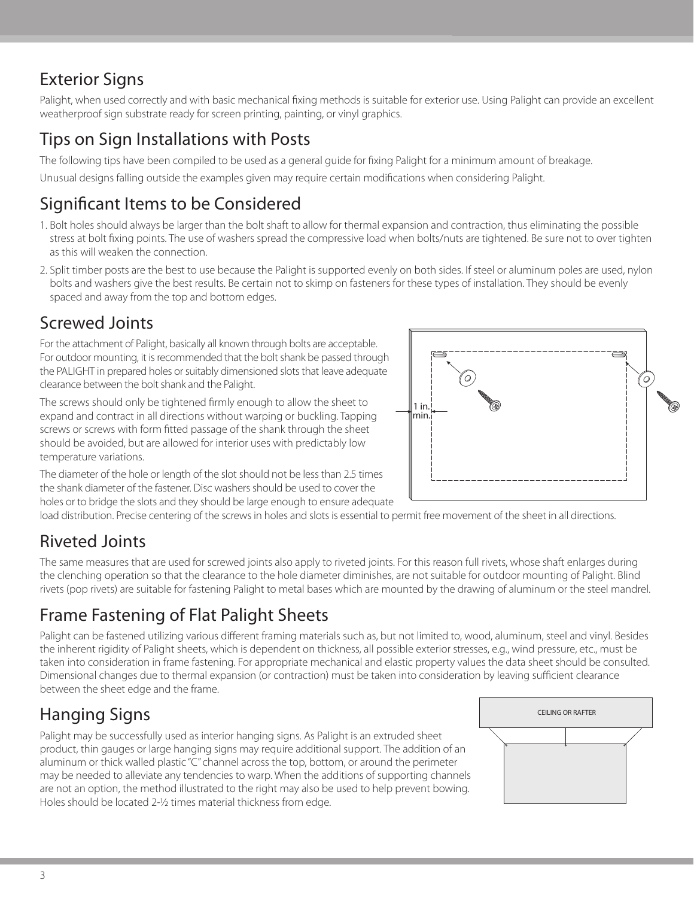## Exterior Signs

Palight, when used correctly and with basic mechanical fixing methods is suitable for exterior use. Using Palight can provide an excellent weatherproof sign substrate ready for screen printing, painting, or vinyl graphics.

## Tips on Sign Installations with Posts

The following tips have been compiled to be used as a general guide for fixing Palight for a minimum amount of breakage.

Unusual designs falling outside the examples given may require certain modifications when considering Palight.

## Significant Items to be Considered

1. Bolt holes should always be larger than the bolt shaft to allow for thermal expansion and contraction, thus eliminating the possible stress at bolt fixing points. The use of washers spread the compressive load when bolts/nuts are tightened. Be sure not to over tighten as this will weaken the connection.
2. Split timber posts are the best to use because the Palight is supported evenly on both sides. If steel or aluminum poles are used, nylon bolts and washers give the best results. Be certain not to skimp on fasteners for these types of installation. They should be evenly spaced and away from the top and bottom edges.

## Screwed Joints

For the attachment of Palight, basically all known through bolts are acceptable. For outdoor mounting, it is recommended that the bolt shank be passed through the PALIGHT in prepared holes or suitably dimensioned slots that leave adequate clearance between the bolt shank and the Palight.

The screws should only be tightened firmly enough to allow the sheet to expand and contract in all directions without warping or buckling. Tapping screws or screws with form fitted passage of the shank through the sheet should be avoided, but are allowed for interior uses with predictably low temperature variations.

1 in. min.

The diameter of the hole or length of the slot should not be less than 2.5 times the shank diameter of the fastener. Disc washers should be used to cover the holes or to bridge the slots and they should be large enough to ensure adequate load distribution. Precise centering of the screws in holes and slots is essential to permit free movement of the sheet in all directions.

## Riveted Joints

The same measures that are used for screwed joints also apply to riveted joints. For this reason full rivets, whose shaft enlarges during the clenching operation so that the clearance to the hole diameter diminishes, are not suitable for outdoor mounting of Palight. Blind rivets (pop rivets) are suitable for fastening Palight to metal bases which are mounted by the drawing of aluminum or the steel mandrel.

## Frame Fastening of Flat Palight Sheets

Palight can be fastened utilizing various different framing materials such as, but not limited to, wood, aluminum, steel and vinyl. Besides the inherent rigidity of Palight sheets, which is dependent on thickness, all possible exterior stresses, e.g., wind pressure, etc., must be taken into consideration in frame fastening. For appropriate mechanical and elastic property values the data sheet should be consulted. Dimensional changes due to thermal expansion (or contraction) must be taken into consideration by leaving sufficient clearance between the sheet edge and the frame.

## Hanging Signs

Palight may be successfully used as interior hanging signs. As Palight is an extruded sheet product, thin gauges or large hanging signs may require additional support. The addition of an aluminum or thick walled plastic "C" channel across the top, bottom, or around the perimeter may be needed to alleviate any tendencies to warp. When the additions of supporting channels are not an option, the method illustrated to the right may also be used to help prevent bowing. Holes should be located 2-½ times material thickness from edge.

CEILING OR RAFTER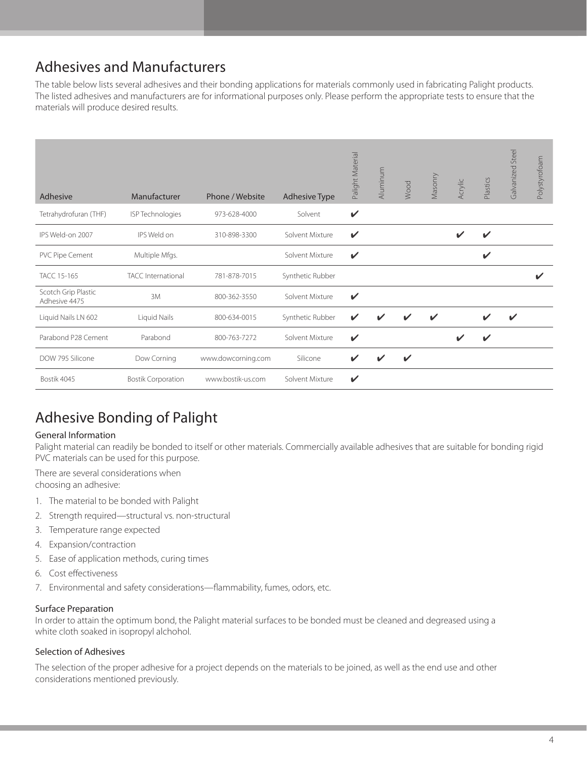# Adhesives and Manufacturers

The table below lists several adhesives and their bonding applications for materials commonly used in fabricating Palight products. The listed adhesives and manufacturers are for informational purposes only. Please perform the appropriate tests to ensure that the materials will produce desired results.

| Adhesive | Manufacturer | Phone / Website | Adhesive Type | Palight Material | Aluminum | Wood | Masonry | Acrylic | Plastics | Galvanized Steel | Polystyrofoam |
|---|---|---|---|---|---|---|---|---|---|---|---|
| Tetrahydrofuran (THF) | ISP Technologies | 973-628-4000 | Solvent | ✔ | | | | | | | |
| IPS Weld-on 2007 | IPS Weld on | 310-898-3300 | Solvent Mixture | ✔ | | | | ✔ | ✔ | | |
| PVC Pipe Cement | Multiple Mfgs. | | Solvent Mixture | ✔ | | | | | ✔ | | |
| TACC 15-165 | TACC International | 781-878-7015 | Synthetic Rubber | | | | | | | | ✔ |
| Scotch Grip Plastic Adhesive 4475 | 3M | 800-362-3550 | Solvent Mixture | ✔ | | | | | | | |
| Liquid Nails LN 602 | Liquid Nails | 800-634-0015 | Synthetic Rubber | ✔ | ✔ | ✔ | ✔ | | ✔ | ✔ | |
| Parabond P28 Cement | Parabond | 800-763-7272 | Solvent Mixture | ✔ | | | | ✔ | ✔ | | |
| DOW 795 Silicone | Dow Corning | www.dowcorning.com | Silicone | ✔ | ✔ | ✔ | | | | | |
| Bostik 4045 | Bostik Corporation | www.bostik-us.com | Solvent Mixture | ✔ | | | | | | | |

# Adhesive Bonding of Palight

### General Information

Palight material can readily be bonded to itself or other materials. Commercially available adhesives that are suitable for bonding rigid PVC materials can be used for this purpose.

There are several considerations when choosing an adhesive:

1. The material to be bonded with Palight
2. Strength required—structural vs. non-structural
3. Temperature range expected
4. Expansion/contraction
5. Ease of application methods, curing times
6. Cost effectiveness
7. Environmental and safety considerations—flammability, fumes, odors, etc.

### Surface Preparation

In order to attain the optimum bond, the Palight material surfaces to be bonded must be cleaned and degreased using a white cloth soaked in isopropyl alchohol.

### Selection of Adhesives

The selection of the proper adhesive for a project depends on the materials to be joined, as well as the end use and other considerations mentioned previously.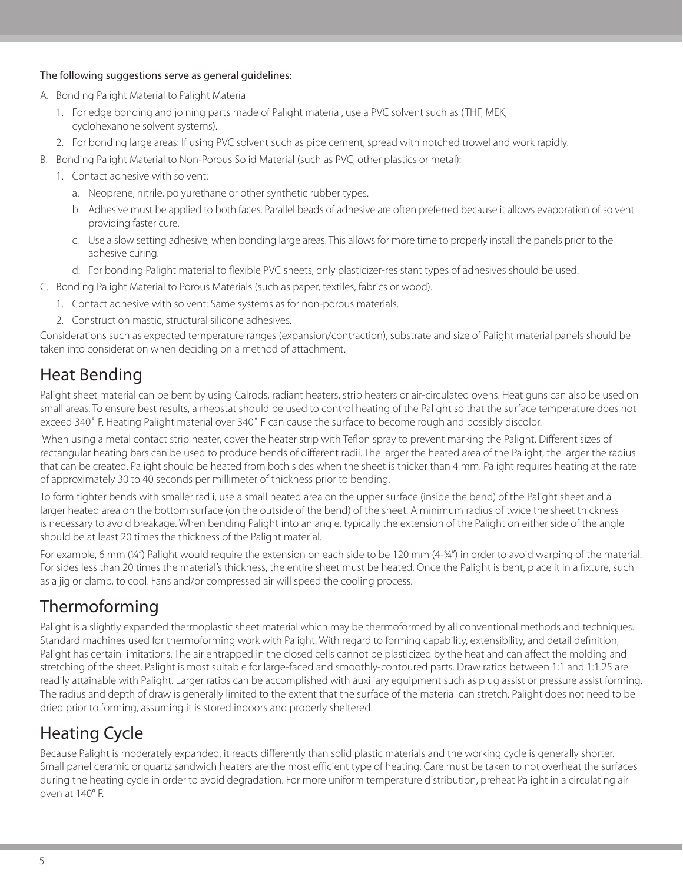The following suggestions serve as general guidelines:

A. Bonding Palight Material to Palight Material
   1. For edge bonding and joining parts made of Palight material, use a PVC solvent such as (THF, MEK, cyclohexanone solvent systems).
   2. For bonding large areas: If using PVC solvent such as pipe cement, spread with notched trowel and work rapidly.
B. Bonding Palight Material to Non-Porous Solid Material (such as PVC, other plastics or metal):
   1. Contact adhesive with solvent:
      a. Neoprene, nitrile, polyurethane or other synthetic rubber types.
      b. Adhesive must be applied to both faces. Parallel beads of adhesive are often preferred because it allows evaporation of solvent providing faster cure.
      c. Use a slow setting adhesive, when bonding large areas. This allows for more time to properly install the panels prior to the adhesive curing.
      d. For bonding Palight material to flexible PVC sheets, only plasticizer-resistant types of adhesives should be used.
C. Bonding Palight Material to Porous Materials (such as paper, textiles, fabrics or wood).
   1. Contact adhesive with solvent: Same systems as for non-porous materials.
   2. Construction mastic, structural silicone adhesives.

Considerations such as expected temperature ranges (expansion/contraction), substrate and size of Palight material panels should be taken into consideration when deciding on a method of attachment.

## Heat Bending

Palight sheet material can be bent by using Calrods, radiant heaters, strip heaters or air-circulated ovens. Heat guns can also be used on small areas. To ensure best results, a rheostat should be used to control heating of the Palight so that the surface temperature does not exceed 340˚ F. Heating Palight material over 340˚ F can cause the surface to become rough and possibly discolor.

When using a metal contact strip heater, cover the heater strip with Teflon spray to prevent marking the Palight. Different sizes of rectangular heating bars can be used to produce bends of different radii. The larger the heated area of the Palight, the larger the radius that can be created. Palight should be heated from both sides when the sheet is thicker than 4 mm. Palight requires heating at the rate of approximately 30 to 40 seconds per millimeter of thickness prior to bending.

To form tighter bends with smaller radii, use a small heated area on the upper surface (inside the bend) of the Palight sheet and a larger heated area on the bottom surface (on the outside of the bend) of the sheet. A minimum radius of twice the sheet thickness is necessary to avoid breakage. When bending Palight into an angle, typically the extension of the Palight on either side of the angle should be at least 20 times the thickness of the Palight material.

For example, 6 mm (¼") Palight would require the extension on each side to be 120 mm (4-¾") in order to avoid warping of the material. For sides less than 20 times the material's thickness, the entire sheet must be heated. Once the Palight is bent, place it in a fixture, such as a jig or clamp, to cool. Fans and/or compressed air will speed the cooling process.

## Thermoforming

Palight is a slightly expanded thermoplastic sheet material which may be thermoformed by all conventional methods and techniques. Standard machines used for thermoforming work with Palight. With regard to forming capability, extensibility, and detail definition, Palight has certain limitations. The air entrapped in the closed cells cannot be plasticized by the heat and can affect the molding and stretching of the sheet. Palight is most suitable for large-faced and smoothly-contoured parts. Draw ratios between 1:1 and 1:1.25 are readily attainable with Palight. Larger ratios can be accomplished with auxiliary equipment such as plug assist or pressure assist forming. The radius and depth of draw is generally limited to the extent that the surface of the material can stretch. Palight does not need to be dried prior to forming, assuming it is stored indoors and properly sheltered.

## Heating Cycle

Because Palight is moderately expanded, it reacts differently than solid plastic materials and the working cycle is generally shorter. Small panel ceramic or quartz sandwich heaters are the most efficient type of heating. Care must be taken to not overheat the surfaces during the heating cycle in order to avoid degradation. For more uniform temperature distribution, preheat Palight in a circulating air oven at 140° F.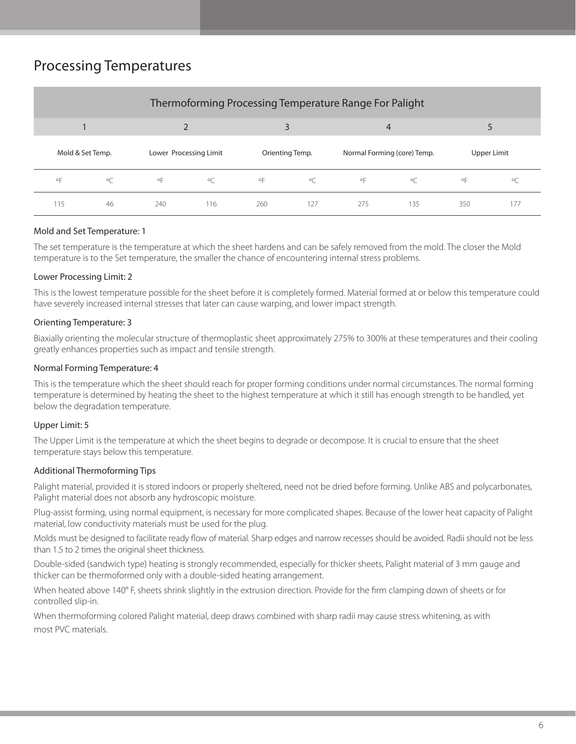# Processing Temperatures

| Thermoforming Processing Temperature Range For Palight | | | | | | | | | |
|---|---|---|---|---|---|---|---|---|---|
| 1 | | 2 | | 3 | | 4 | | 5 | |
| Mold & Set Temp. | | Lower Processing Limit | | Orienting Temp. | | Normal Forming (core) Temp. | | Upper Limit | |
| °F | °C | °F | °C | °F | °C | °F | °C | °F | °C |
| 115 | 46 | 240 | 116 | 260 | 127 | 275 | 135 | 350 | 177 |

### Mold and Set Temperature: 1

The set temperature is the temperature at which the sheet hardens and can be safely removed from the mold. The closer the Mold temperature is to the Set temperature, the smaller the chance of encountering internal stress problems.

### Lower Processing Limit: 2

This is the lowest temperature possible for the sheet before it is completely formed. Material formed at or below this temperature could have severely increased internal stresses that later can cause warping, and lower impact strength.

### Orienting Temperature: 3

Biaxially orienting the molecular structure of thermoplastic sheet approximately 275% to 300% at these temperatures and their cooling greatly enhances properties such as impact and tensile strength.

### Normal Forming Temperature: 4

This is the temperature which the sheet should reach for proper forming conditions under normal circumstances. The normal forming temperature is determined by heating the sheet to the highest temperature at which it still has enough strength to be handled, yet below the degradation temperature.

### Upper Limit: 5

The Upper Limit is the temperature at which the sheet begins to degrade or decompose. It is crucial to ensure that the sheet temperature stays below this temperature.

### Additional Thermoforming Tips

Palight material, provided it is stored indoors or properly sheltered, need not be dried before forming. Unlike ABS and polycarbonates, Palight material does not absorb any hydroscopic moisture.

Plug-assist forming, using normal equipment, is necessary for more complicated shapes. Because of the lower heat capacity of Palight material, low conductivity materials must be used for the plug.

Molds must be designed to facilitate ready flow of material. Sharp edges and narrow recesses should be avoided. Radii should not be less than 1.5 to 2 times the original sheet thickness.

Double-sided (sandwich type) heating is strongly recommended, especially for thicker sheets, Palight material of 3 mm gauge and thicker can be thermoformed only with a double-sided heating arrangement.

When heated above 140° F, sheets shrink slightly in the extrusion direction. Provide for the firm clamping down of sheets or for controlled slip-in.

When thermoforming colored Palight material, deep draws combined with sharp radii may cause stress whitening, as with most PVC materials.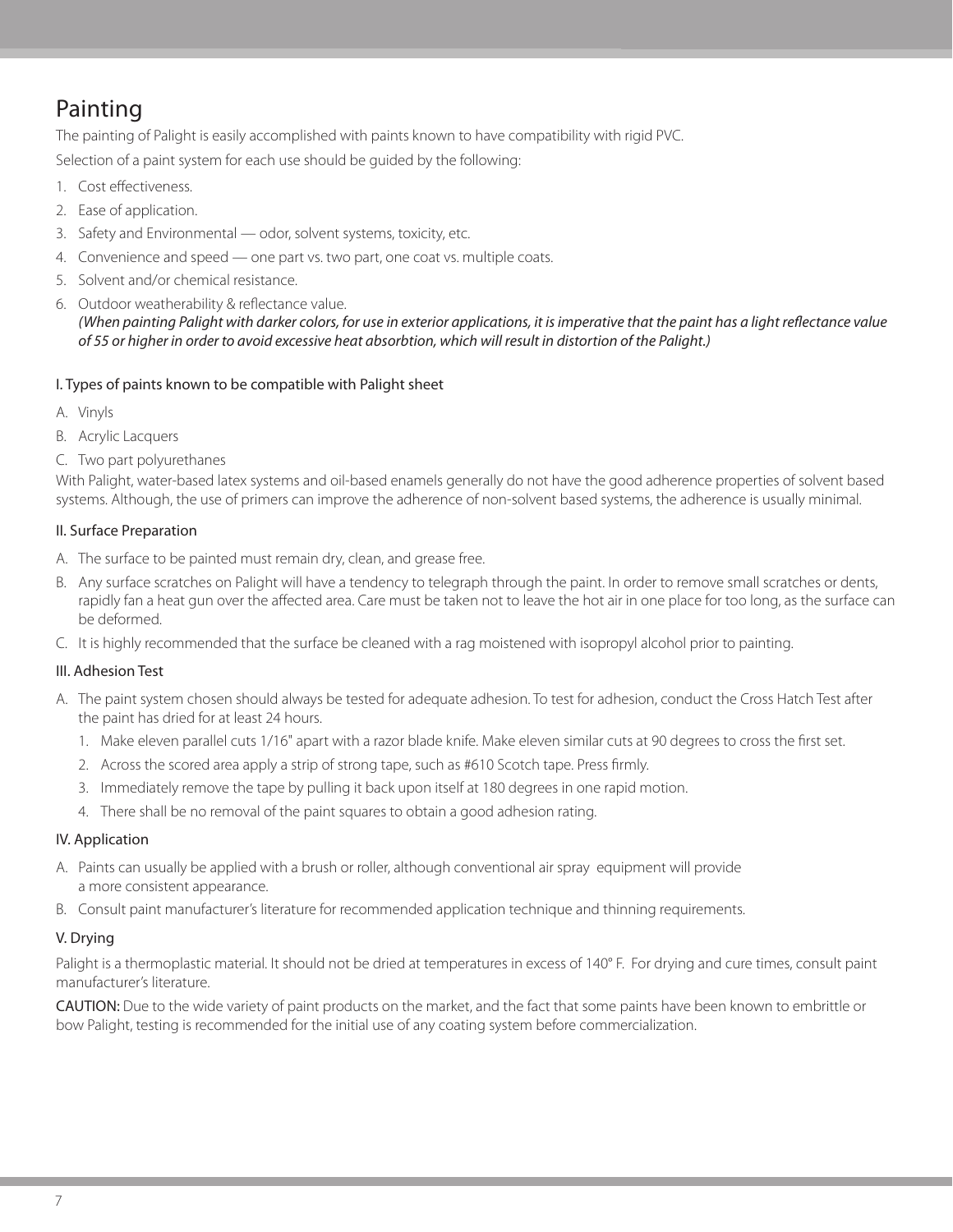# Painting

The painting of Palight is easily accomplished with paints known to have compatibility with rigid PVC.

Selection of a paint system for each use should be guided by the following:

1. Cost effectiveness.
2. Ease of application.
3. Safety and Environmental — odor, solvent systems, toxicity, etc.
4. Convenience and speed — one part vs. two part, one coat vs. multiple coats.
5. Solvent and/or chemical resistance.
6. Outdoor weatherability & reflectance value.
   *(When painting Palight with darker colors, for use in exterior applications, it is imperative that the paint has a light reflectance value of 55 or higher in order to avoid excessive heat absorbtion, which will result in distortion of the Palight.)*

### I. Types of paints known to be compatible with Palight sheet

A. Vinyls

B. Acrylic Lacquers

C. Two part polyurethanes

With Palight, water-based latex systems and oil-based enamels generally do not have the good adherence properties of solvent based systems. Although, the use of primers can improve the adherence of non-solvent based systems, the adherence is usually minimal.

### II. Surface Preparation

A. The surface to be painted must remain dry, clean, and grease free.

B. Any surface scratches on Palight will have a tendency to telegraph through the paint. In order to remove small scratches or dents, rapidly fan a heat gun over the affected area. Care must be taken not to leave the hot air in one place for too long, as the surface can be deformed.

C. It is highly recommended that the surface be cleaned with a rag moistened with isopropyl alcohol prior to painting.

### III. Adhesion Test

A. The paint system chosen should always be tested for adequate adhesion. To test for adhesion, conduct the Cross Hatch Test after the paint has dried for at least 24 hours.

1. Make eleven parallel cuts 1/16" apart with a razor blade knife. Make eleven similar cuts at 90 degrees to cross the first set.
2. Across the scored area apply a strip of strong tape, such as #610 Scotch tape. Press firmly.
3. Immediately remove the tape by pulling it back upon itself at 180 degrees in one rapid motion.
4. There shall be no removal of the paint squares to obtain a good adhesion rating.

### IV. Application

A. Paints can usually be applied with a brush or roller, although conventional air spray equipment will provide a more consistent appearance.

B. Consult paint manufacturer's literature for recommended application technique and thinning requirements.

### V. Drying

Palight is a thermoplastic material. It should not be dried at temperatures in excess of 140° F. For drying and cure times, consult paint manufacturer's literature.

CAUTION: Due to the wide variety of paint products on the market, and the fact that some paints have been known to embrittle or bow Palight, testing is recommended for the initial use of any coating system before commercialization.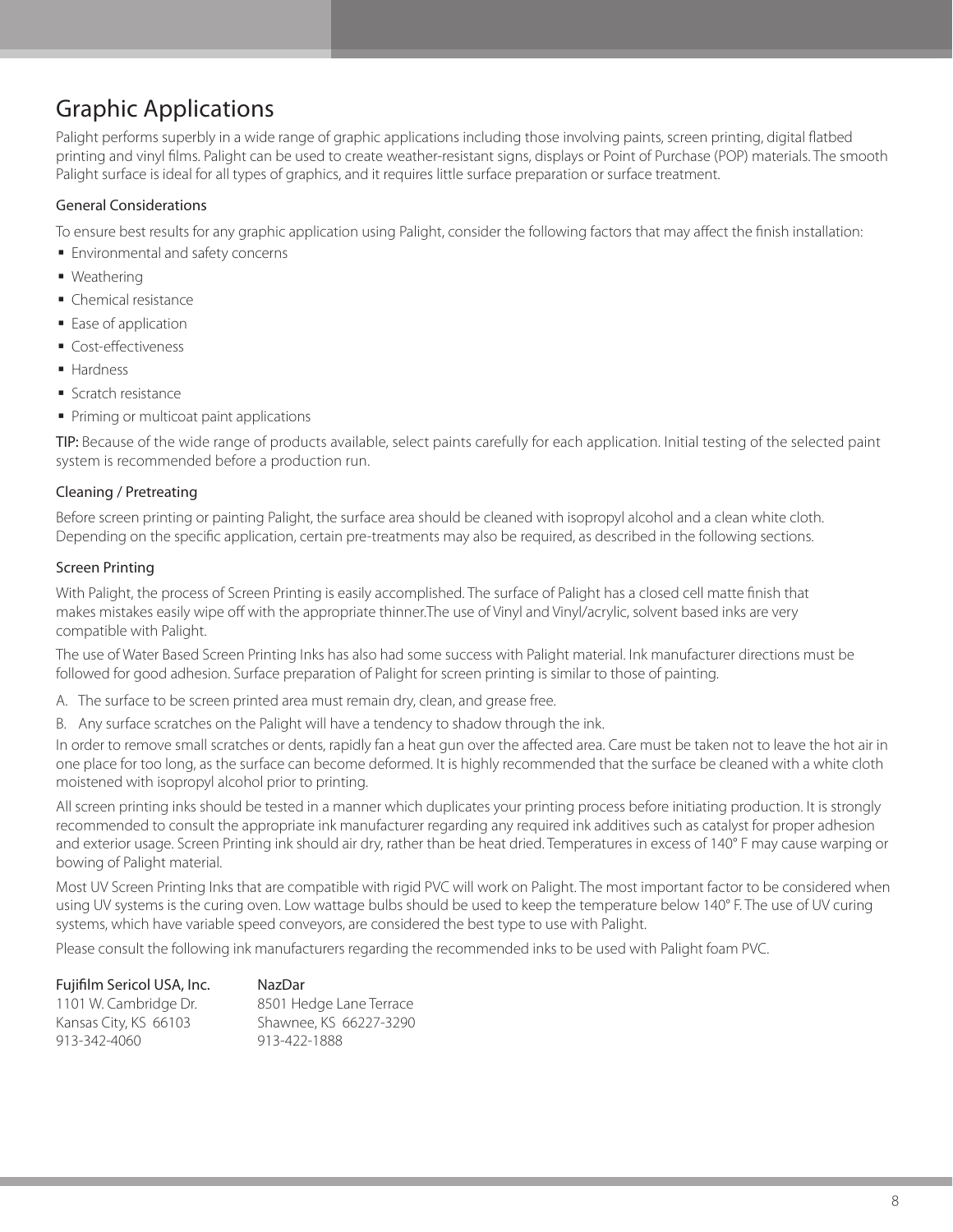# Graphic Applications

Palight performs superbly in a wide range of graphic applications including those involving paints, screen printing, digital flatbed printing and vinyl films. Palight can be used to create weather-resistant signs, displays or Point of Purchase (POP) materials. The smooth Palight surface is ideal for all types of graphics, and it requires little surface preparation or surface treatment.

### General Considerations

To ensure best results for any graphic application using Palight, consider the following factors that may affect the finish installation:

- Environmental and safety concerns
- Weathering
- Chemical resistance
- Ease of application
- Cost-effectiveness
- Hardness
- Scratch resistance
- Priming or multicoat paint applications

**TIP:** Because of the wide range of products available, select paints carefully for each application. Initial testing of the selected paint system is recommended before a production run.

### Cleaning / Pretreating

Before screen printing or painting Palight, the surface area should be cleaned with isopropyl alcohol and a clean white cloth. Depending on the specific application, certain pre-treatments may also be required, as described in the following sections.

### Screen Printing

With Palight, the process of Screen Printing is easily accomplished. The surface of Palight has a closed cell matte finish that makes mistakes easily wipe off with the appropriate thinner.The use of Vinyl and Vinyl/acrylic, solvent based inks are very compatible with Palight.

The use of Water Based Screen Printing Inks has also had some success with Palight material. Ink manufacturer directions must be followed for good adhesion. Surface preparation of Palight for screen printing is similar to those of painting.

A. The surface to be screen printed area must remain dry, clean, and grease free.

B. Any surface scratches on the Palight will have a tendency to shadow through the ink.

In order to remove small scratches or dents, rapidly fan a heat gun over the affected area. Care must be taken not to leave the hot air in one place for too long, as the surface can become deformed. It is highly recommended that the surface be cleaned with a white cloth moistened with isopropyl alcohol prior to printing.

All screen printing inks should be tested in a manner which duplicates your printing process before initiating production. It is strongly recommended to consult the appropriate ink manufacturer regarding any required ink additives such as catalyst for proper adhesion and exterior usage. Screen Printing ink should air dry, rather than be heat dried. Temperatures in excess of 140° F may cause warping or bowing of Palight material.

Most UV Screen Printing Inks that are compatible with rigid PVC will work on Palight. The most important factor to be considered when using UV systems is the curing oven. Low wattage bulbs should be used to keep the temperature below 140° F. The use of UV curing systems, which have variable speed conveyors, are considered the best type to use with Palight.

Please consult the following ink manufacturers regarding the recommended inks to be used with Palight foam PVC.

**Fujifilm Sericol USA, Inc.**
1101 W. Cambridge Dr.
Kansas City, KS 66103
913-342-4060

**NazDar**
8501 Hedge Lane Terrace
Shawnee, KS 66227-3290
913-422-1888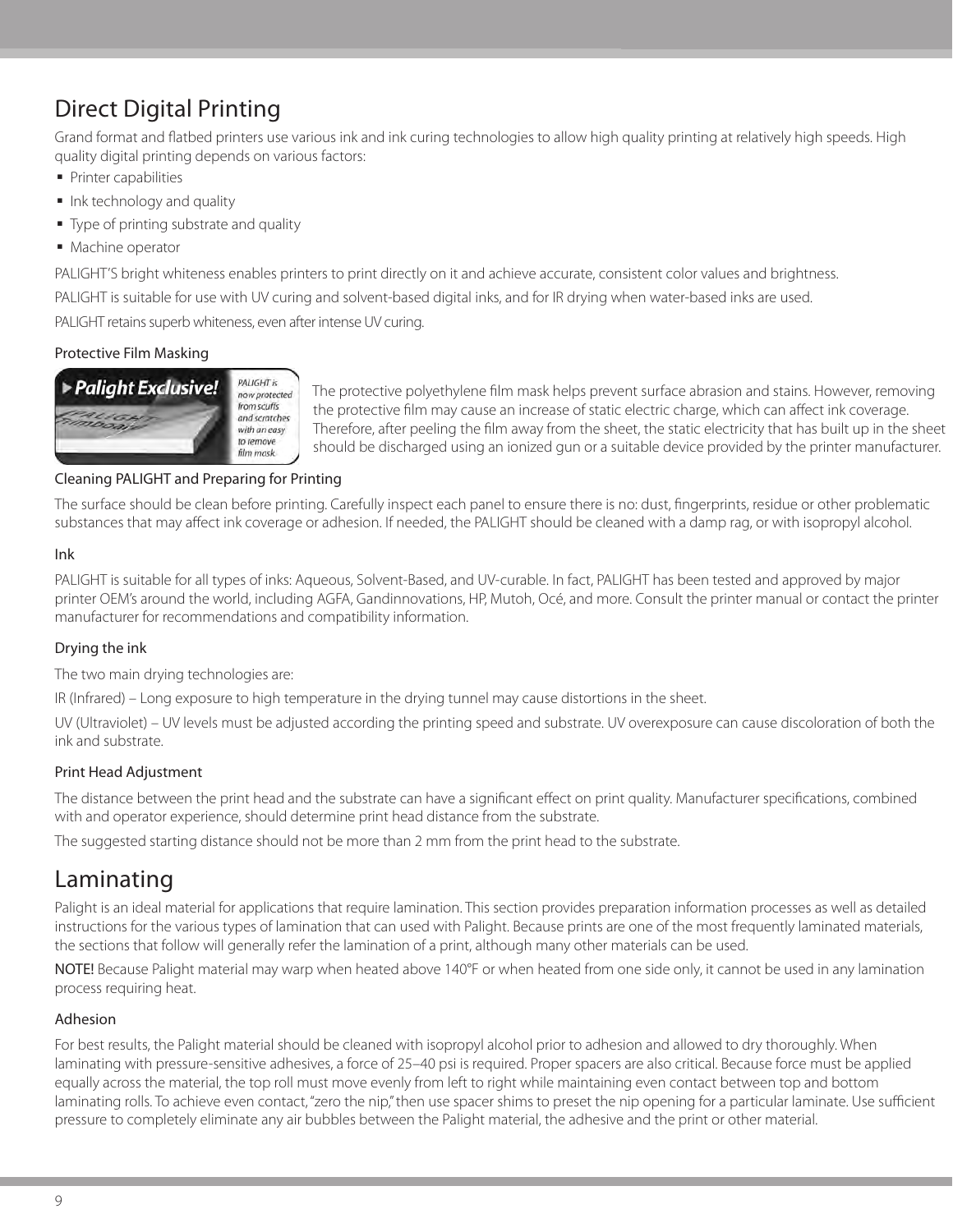# Direct Digital Printing

Grand format and flatbed printers use various ink and ink curing technologies to allow high quality printing at relatively high speeds. High quality digital printing depends on various factors:

- Printer capabilities
- Ink technology and quality
- Type of printing substrate and quality
- Machine operator

PALIGHT'S bright whiteness enables printers to print directly on it and achieve accurate, consistent color values and brightness.

PALIGHT is suitable for use with UV curing and solvent-based digital inks, and for IR drying when water-based inks are used.

PALIGHT retains superb whiteness, even after intense UV curing.

### Protective Film Masking

**Palight Exclusive!** PALIGHT is now protected from scuffs and scratches with an easy to remove film mask.

The protective polyethylene film mask helps prevent surface abrasion and stains. However, removing the protective film may cause an increase of static electric charge, which can affect ink coverage. Therefore, after peeling the film away from the sheet, the static electricity that has built up in the sheet should be discharged using an ionized gun or a suitable device provided by the printer manufacturer.

### Cleaning PALIGHT and Preparing for Printing

The surface should be clean before printing. Carefully inspect each panel to ensure there is no: dust, fingerprints, residue or other problematic substances that may affect ink coverage or adhesion. If needed, the PALIGHT should be cleaned with a damp rag, or with isopropyl alcohol.

### Ink

PALIGHT is suitable for all types of inks: Aqueous, Solvent-Based, and UV-curable. In fact, PALIGHT has been tested and approved by major printer OEM's around the world, including AGFA, Gandinnovations, HP, Mutoh, Océ, and more. Consult the printer manual or contact the printer manufacturer for recommendations and compatibility information.

### Drying the ink

The two main drying technologies are:

IR (Infrared) – Long exposure to high temperature in the drying tunnel may cause distortions in the sheet.

UV (Ultraviolet) – UV levels must be adjusted according the printing speed and substrate. UV overexposure can cause discoloration of both the ink and substrate.

### Print Head Adjustment

The distance between the print head and the substrate can have a significant effect on print quality. Manufacturer specifications, combined with and operator experience, should determine print head distance from the substrate.

The suggested starting distance should not be more than 2 mm from the print head to the substrate.

# Laminating

Palight is an ideal material for applications that require lamination. This section provides preparation information processes as well as detailed instructions for the various types of lamination that can used with Palight. Because prints are one of the most frequently laminated materials, the sections that follow will generally refer the lamination of a print, although many other materials can be used.

**NOTE!** Because Palight material may warp when heated above 140°F or when heated from one side only, it cannot be used in any lamination process requiring heat.

### Adhesion

For best results, the Palight material should be cleaned with isopropyl alcohol prior to adhesion and allowed to dry thoroughly. When laminating with pressure-sensitive adhesives, a force of 25–40 psi is required. Proper spacers are also critical. Because force must be applied equally across the material, the top roll must move evenly from left to right while maintaining even contact between top and bottom laminating rolls. To achieve even contact, "zero the nip," then use spacer shims to preset the nip opening for a particular laminate. Use sufficient pressure to completely eliminate any air bubbles between the Palight material, the adhesive and the print or other material.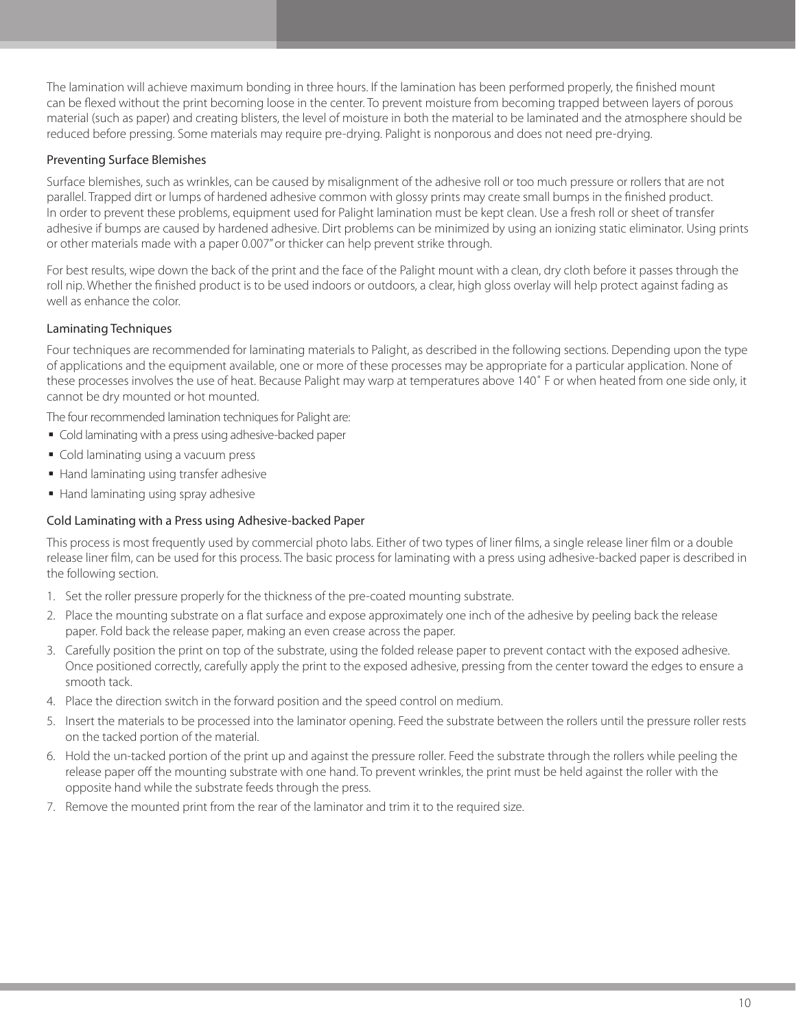The lamination will achieve maximum bonding in three hours. If the lamination has been performed properly, the finished mount can be flexed without the print becoming loose in the center. To prevent moisture from becoming trapped between layers of porous material (such as paper) and creating blisters, the level of moisture in both the material to be laminated and the atmosphere should be reduced before pressing. Some materials may require pre-drying. Palight is nonporous and does not need pre-drying.

### Preventing Surface Blemishes

Surface blemishes, such as wrinkles, can be caused by misalignment of the adhesive roll or too much pressure or rollers that are not parallel. Trapped dirt or lumps of hardened adhesive common with glossy prints may create small bumps in the finished product. In order to prevent these problems, equipment used for Palight lamination must be kept clean. Use a fresh roll or sheet of transfer adhesive if bumps are caused by hardened adhesive. Dirt problems can be minimized by using an ionizing static eliminator. Using prints or other materials made with a paper 0.007" or thicker can help prevent strike through.

For best results, wipe down the back of the print and the face of the Palight mount with a clean, dry cloth before it passes through the roll nip. Whether the finished product is to be used indoors or outdoors, a clear, high gloss overlay will help protect against fading as well as enhance the color.

### Laminating Techniques

Four techniques are recommended for laminating materials to Palight, as described in the following sections. Depending upon the type of applications and the equipment available, one or more of these processes may be appropriate for a particular application. None of these processes involves the use of heat. Because Palight may warp at temperatures above 140˚ F or when heated from one side only, it cannot be dry mounted or hot mounted.

The four recommended lamination techniques for Palight are:

- Cold laminating with a press using adhesive-backed paper
- Cold laminating using a vacuum press
- Hand laminating using transfer adhesive
- Hand laminating using spray adhesive

### Cold Laminating with a Press using Adhesive-backed Paper

This process is most frequently used by commercial photo labs. Either of two types of liner films, a single release liner film or a double release liner film, can be used for this process. The basic process for laminating with a press using adhesive-backed paper is described in the following section.

1. Set the roller pressure properly for the thickness of the pre-coated mounting substrate.
2. Place the mounting substrate on a flat surface and expose approximately one inch of the adhesive by peeling back the release paper. Fold back the release paper, making an even crease across the paper.
3. Carefully position the print on top of the substrate, using the folded release paper to prevent contact with the exposed adhesive. Once positioned correctly, carefully apply the print to the exposed adhesive, pressing from the center toward the edges to ensure a smooth tack.
4. Place the direction switch in the forward position and the speed control on medium.
5. Insert the materials to be processed into the laminator opening. Feed the substrate between the rollers until the pressure roller rests on the tacked portion of the material.
6. Hold the un-tacked portion of the print up and against the pressure roller. Feed the substrate through the rollers while peeling the release paper off the mounting substrate with one hand. To prevent wrinkles, the print must be held against the roller with the opposite hand while the substrate feeds through the press.
7. Remove the mounted print from the rear of the laminator and trim it to the required size.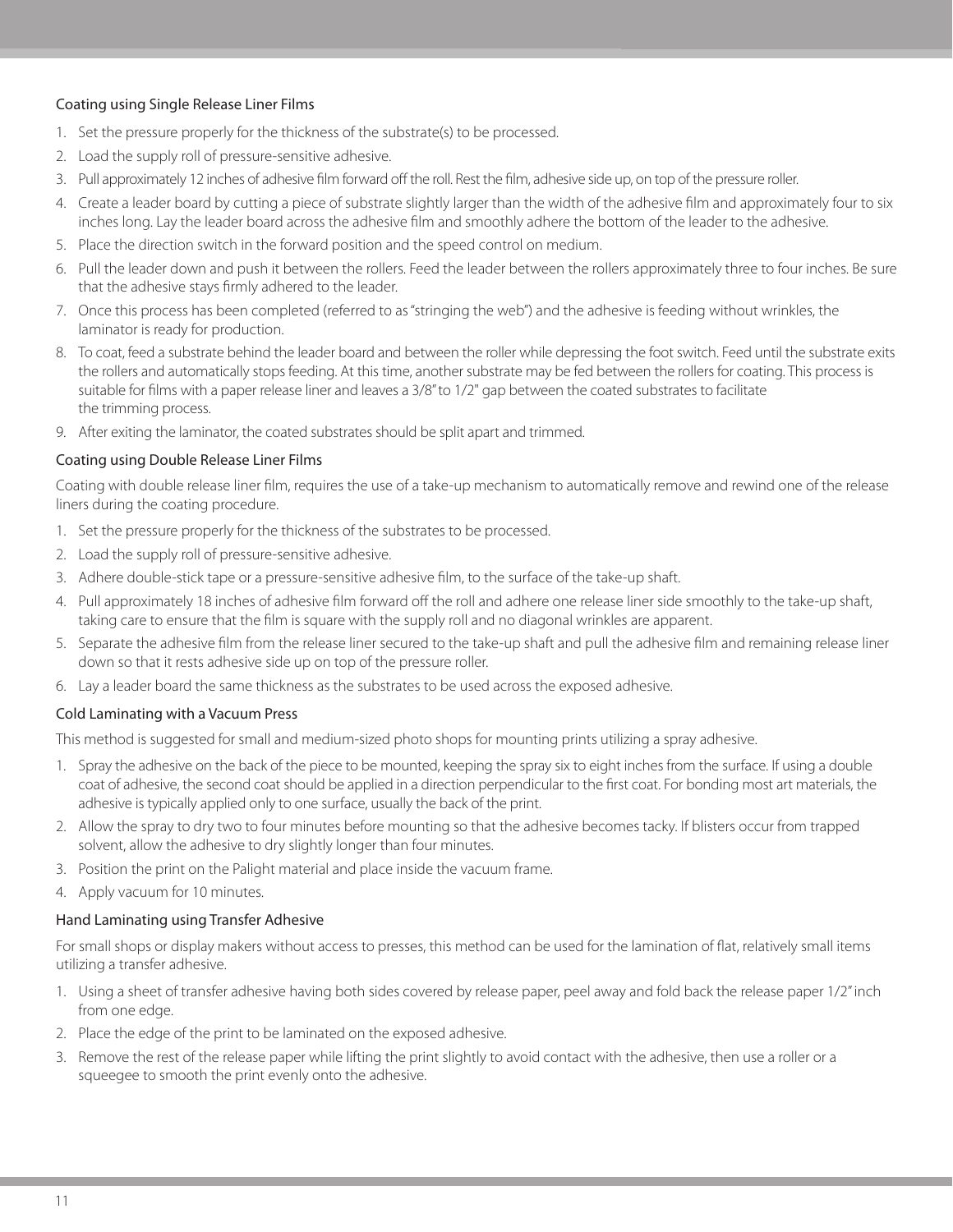### Coating using Single Release Liner Films

1. Set the pressure properly for the thickness of the substrate(s) to be processed.
2. Load the supply roll of pressure-sensitive adhesive.
3. Pull approximately 12 inches of adhesive film forward off the roll. Rest the film, adhesive side up, on top of the pressure roller.
4. Create a leader board by cutting a piece of substrate slightly larger than the width of the adhesive film and approximately four to six inches long. Lay the leader board across the adhesive film and smoothly adhere the bottom of the leader to the adhesive.
5. Place the direction switch in the forward position and the speed control on medium.
6. Pull the leader down and push it between the rollers. Feed the leader between the rollers approximately three to four inches. Be sure that the adhesive stays firmly adhered to the leader.
7. Once this process has been completed (referred to as "stringing the web") and the adhesive is feeding without wrinkles, the laminator is ready for production.
8. To coat, feed a substrate behind the leader board and between the roller while depressing the foot switch. Feed until the substrate exits the rollers and automatically stops feeding. At this time, another substrate may be fed between the rollers for coating. This process is suitable for films with a paper release liner and leaves a 3/8" to 1/2" gap between the coated substrates to facilitate the trimming process.
9. After exiting the laminator, the coated substrates should be split apart and trimmed.

### Coating using Double Release Liner Films

Coating with double release liner film, requires the use of a take-up mechanism to automatically remove and rewind one of the release liners during the coating procedure.

1. Set the pressure properly for the thickness of the substrates to be processed.
2. Load the supply roll of pressure-sensitive adhesive.
3. Adhere double-stick tape or a pressure-sensitive adhesive film, to the surface of the take-up shaft.
4. Pull approximately 18 inches of adhesive film forward off the roll and adhere one release liner side smoothly to the take-up shaft, taking care to ensure that the film is square with the supply roll and no diagonal wrinkles are apparent.
5. Separate the adhesive film from the release liner secured to the take-up shaft and pull the adhesive film and remaining release liner down so that it rests adhesive side up on top of the pressure roller.
6. Lay a leader board the same thickness as the substrates to be used across the exposed adhesive.

### Cold Laminating with a Vacuum Press

This method is suggested for small and medium-sized photo shops for mounting prints utilizing a spray adhesive.

1. Spray the adhesive on the back of the piece to be mounted, keeping the spray six to eight inches from the surface. If using a double coat of adhesive, the second coat should be applied in a direction perpendicular to the first coat. For bonding most art materials, the adhesive is typically applied only to one surface, usually the back of the print.
2. Allow the spray to dry two to four minutes before mounting so that the adhesive becomes tacky. If blisters occur from trapped solvent, allow the adhesive to dry slightly longer than four minutes.
3. Position the print on the Palight material and place inside the vacuum frame.
4. Apply vacuum for 10 minutes.

### Hand Laminating using Transfer Adhesive

For small shops or display makers without access to presses, this method can be used for the lamination of flat, relatively small items utilizing a transfer adhesive.

1. Using a sheet of transfer adhesive having both sides covered by release paper, peel away and fold back the release paper 1/2" inch from one edge.
2. Place the edge of the print to be laminated on the exposed adhesive.
3. Remove the rest of the release paper while lifting the print slightly to avoid contact with the adhesive, then use a roller or a squeegee to smooth the print evenly onto the adhesive.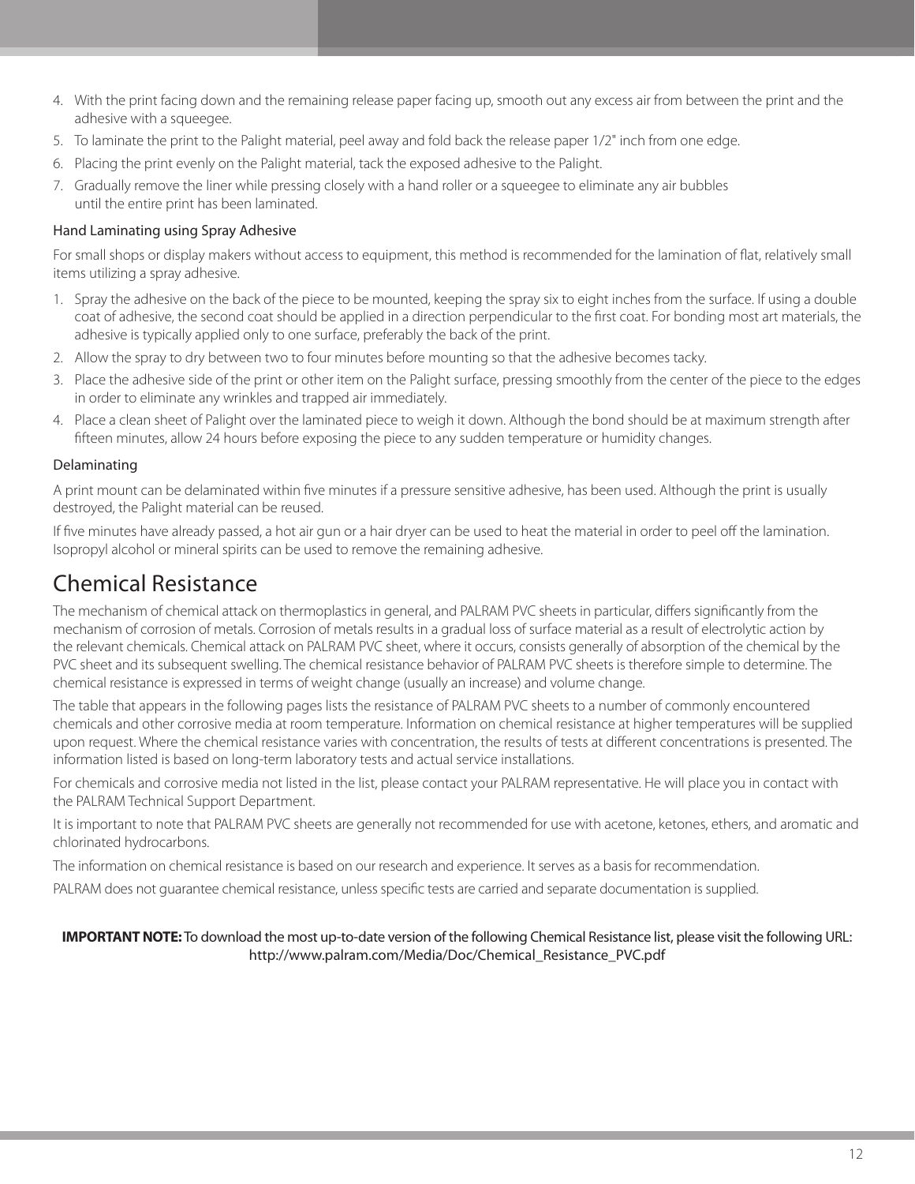4. With the print facing down and the remaining release paper facing up, smooth out any excess air from between the print and the adhesive with a squeegee.
5. To laminate the print to the Palight material, peel away and fold back the release paper 1/2" inch from one edge.
6. Placing the print evenly on the Palight material, tack the exposed adhesive to the Palight.
7. Gradually remove the liner while pressing closely with a hand roller or a squeegee to eliminate any air bubbles until the entire print has been laminated.

### Hand Laminating using Spray Adhesive

For small shops or display makers without access to equipment, this method is recommended for the lamination of flat, relatively small items utilizing a spray adhesive.

1. Spray the adhesive on the back of the piece to be mounted, keeping the spray six to eight inches from the surface. If using a double coat of adhesive, the second coat should be applied in a direction perpendicular to the first coat. For bonding most art materials, the adhesive is typically applied only to one surface, preferably the back of the print.
2. Allow the spray to dry between two to four minutes before mounting so that the adhesive becomes tacky.
3. Place the adhesive side of the print or other item on the Palight surface, pressing smoothly from the center of the piece to the edges in order to eliminate any wrinkles and trapped air immediately.
4. Place a clean sheet of Palight over the laminated piece to weigh it down. Although the bond should be at maximum strength after fifteen minutes, allow 24 hours before exposing the piece to any sudden temperature or humidity changes.

### Delaminating

A print mount can be delaminated within five minutes if a pressure sensitive adhesive, has been used. Although the print is usually destroyed, the Palight material can be reused.

If five minutes have already passed, a hot air gun or a hair dryer can be used to heat the material in order to peel off the lamination. Isopropyl alcohol or mineral spirits can be used to remove the remaining adhesive.

## Chemical Resistance

The mechanism of chemical attack on thermoplastics in general, and PALRAM PVC sheets in particular, differs significantly from the mechanism of corrosion of metals. Corrosion of metals results in a gradual loss of surface material as a result of electrolytic action by the relevant chemicals. Chemical attack on PALRAM PVC sheet, where it occurs, consists generally of absorption of the chemical by the PVC sheet and its subsequent swelling. The chemical resistance behavior of PALRAM PVC sheets is therefore simple to determine. The chemical resistance is expressed in terms of weight change (usually an increase) and volume change.

The table that appears in the following pages lists the resistance of PALRAM PVC sheets to a number of commonly encountered chemicals and other corrosive media at room temperature. Information on chemical resistance at higher temperatures will be supplied upon request. Where the chemical resistance varies with concentration, the results of tests at different concentrations is presented. The information listed is based on long-term laboratory tests and actual service installations.

For chemicals and corrosive media not listed in the list, please contact your PALRAM representative. He will place you in contact with the PALRAM Technical Support Department.

It is important to note that PALRAM PVC sheets are generally not recommended for use with acetone, ketones, ethers, and aromatic and chlorinated hydrocarbons.

The information on chemical resistance is based on our research and experience. It serves as a basis for recommendation.

PALRAM does not guarantee chemical resistance, unless specific tests are carried and separate documentation is supplied.

**IMPORTANT NOTE:** To download the most up-to-date version of the following Chemical Resistance list, please visit the following URL: http://www.palram.com/Media/Doc/Chemical_Resistance_PVC.pdf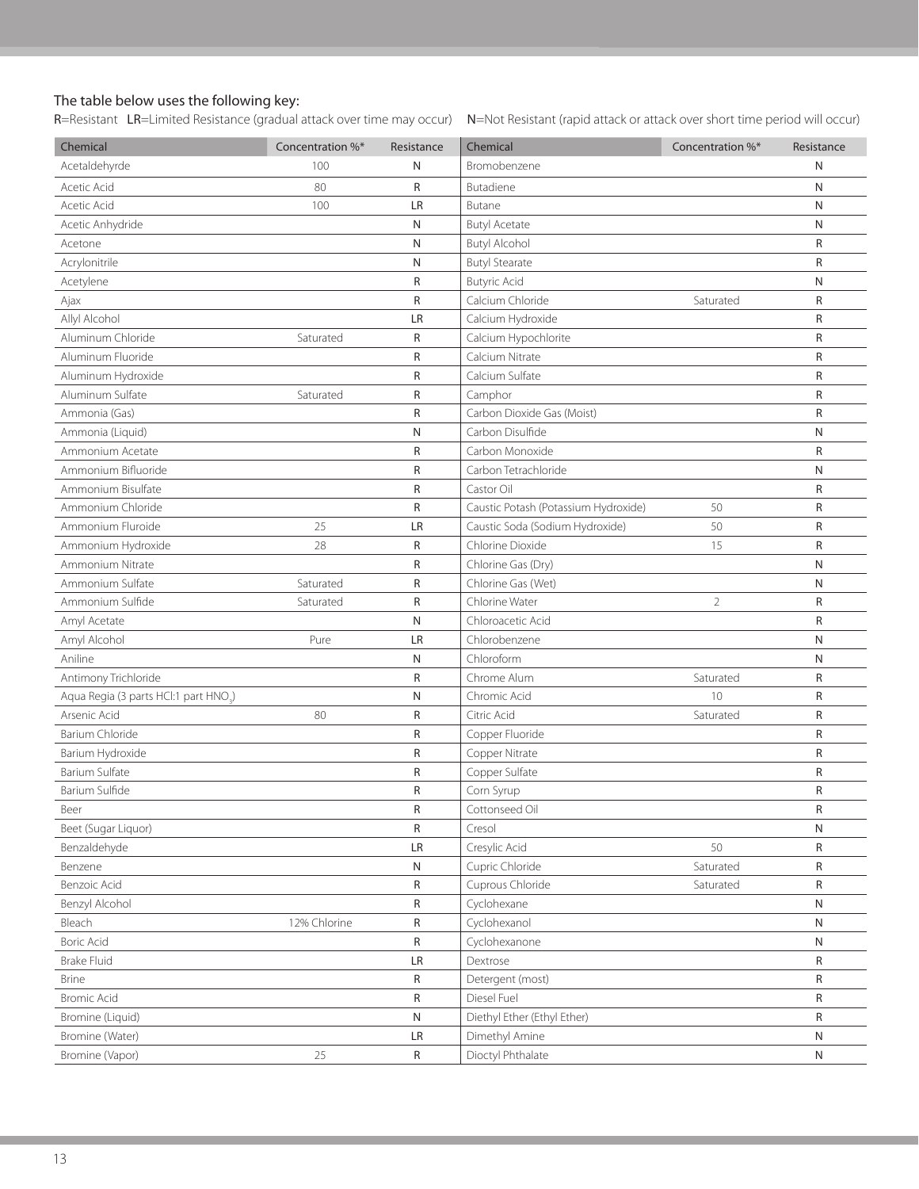The table below uses the following key:

R=Resistant LR=Limited Resistance (gradual attack over time may occur) N=Not Resistant (rapid attack or attack over short time period will occur)

| Chemical | Concentration %* | Resistance |
|---|---|---|
| Acetaldehyrde | 100 | N |
| Acetic Acid | 80 | R |
| Acetic Acid | 100 | LR |
| Acetic Anhydride | | N |
| Acetone | | N |
| Acrylonitrile | | N |
| Acetylene | | R |
| Ajax | | R |
| Allyl Alcohol | | LR |
| Aluminum Chloride | Saturated | R |
| Aluminum Fluoride | | R |
| Aluminum Hydroxide | | R |
| Aluminum Sulfate | Saturated | R |
| Ammonia (Gas) | | R |
| Ammonia (Liquid) | | N |
| Ammonium Acetate | | R |
| Ammonium Bifluoride | | R |
| Ammonium Bisulfate | | R |
| Ammonium Chloride | | R |
| Ammonium Fluroide | 25 | LR |
| Ammonium Hydroxide | 28 | R |
| Ammonium Nitrate | | R |
| Ammonium Sulfate | Saturated | R |
| Ammonium Sulfide | Saturated | R |
| Amyl Acetate | | N |
| Amyl Alcohol | Pure | LR |
| Aniline | | N |
| Antimony Trichloride | | R |
| Aqua Regia (3 parts HCl:1 part $HNO_3$) | | N |
| Arsenic Acid | 80 | R |
| Barium Chloride | | R |
| Barium Hydroxide | | R |
| Barium Sulfate | | R |
| Barium Sulfide | | R |
| Beer | | R |
| Beet (Sugar Liquor) | | R |
| Benzaldehyde | | LR |
| Benzene | | N |
| Benzoic Acid | | R |
| Benzyl Alcohol | | R |
| Bleach | 12% Chlorine | R |
| Boric Acid | | R |
| Brake Fluid | | LR |
| Brine | | R |
| Bromic Acid | | R |
| Bromine (Liquid) | | N |
| Bromine (Water) | | LR |
| Bromine (Vapor) | 25 | R |
| Bromobenzene | | N |
| Butadiene | | N |
| Butane | | N |
| Butyl Acetate | | N |
| Butyl Alcohol | | R |
| Butyl Stearate | | R |
| Butyric Acid | | N |
| Calcium Chloride | Saturated | R |
| Calcium Hydroxide | | R |
| Calcium Hypochlorite | | R |
| Calcium Nitrate | | R |
| Calcium Sulfate | | R |
| Camphor | | R |
| Carbon Dioxide Gas (Moist) | | R |
| Carbon Disulfide | | N |
| Carbon Monoxide | | R |
| Carbon Tetrachloride | | N |
| Castor Oil | | R |
| Caustic Potash (Potassium Hydroxide) | 50 | R |
| Caustic Soda (Sodium Hydroxide) | 50 | R |
| Chlorine Dioxide | 15 | R |
| Chlorine Gas (Dry) | | N |
| Chlorine Gas (Wet) | | N |
| Chlorine Water | 2 | R |
| Chloroacetic Acid | | R |
| Chlorobenzene | | N |
| Chloroform | | N |
| Chrome Alum | Saturated | R |
| Chromic Acid | 10 | R |
| Citric Acid | Saturated | R |
| Copper Fluoride | | R |
| Copper Nitrate | | R |
| Copper Sulfate | | R |
| Corn Syrup | | R |
| Cottonseed Oil | | R |
| Cresol | | N |
| Cresylic Acid | 50 | R |
| Cupric Chloride | Saturated | R |
| Cuprous Chloride | Saturated | R |
| Cyclohexane | | N |
| Cyclohexanol | | N |
| Cyclohexanone | | N |
| Dextrose | | R |
| Detergent (most) | | R |
| Diesel Fuel | | R |
| Diethyl Ether (Ethyl Ether) | | R |
| Dimethyl Amine | | N |
| Dioctyl Phthalate | | N |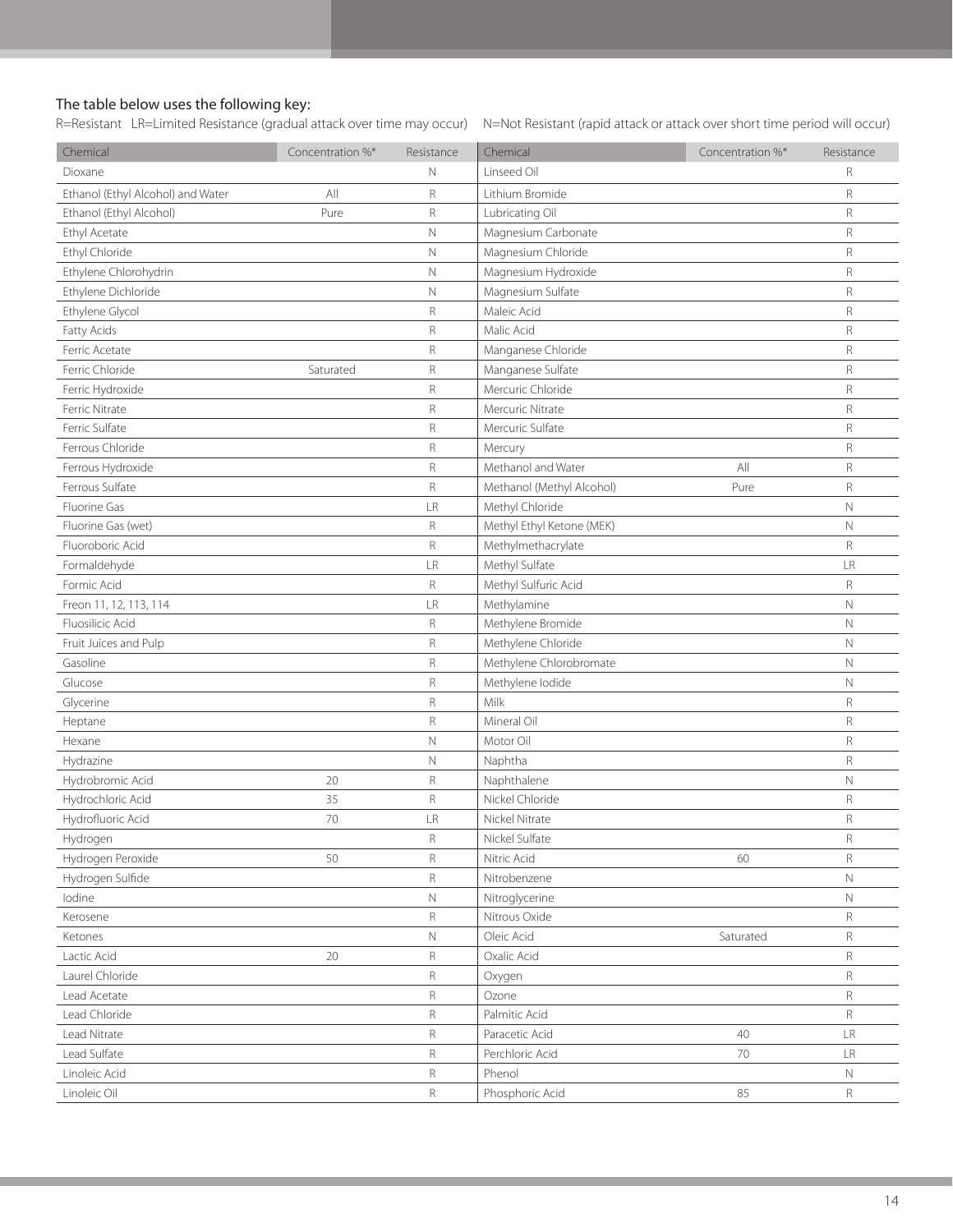The table below uses the following key:

R=Resistant LR=Limited Resistance (gradual attack over time may occur) N=Not Resistant (rapid attack or attack over short time period will occur)

| Chemical | Concentration %* | Resistance | Chemical | Concentration %* | Resistance |
|---|---|---|---|---|---|
| Dioxane | | N | Linseed Oil | | R |
| Ethanol (Ethyl Alcohol) and Water | All | R | Lithium Bromide | | R |
| Ethanol (Ethyl Alcohol) | Pure | R | Lubricating Oil | | R |
| Ethyl Acetate | | N | Magnesium Carbonate | | R |
| Ethyl Chloride | | N | Magnesium Chloride | | R |
| Ethylene Chlorohydrin | | N | Magnesium Hydroxide | | R |
| Ethylene Dichloride | | N | Magnesium Sulfate | | R |
| Ethylene Glycol | | R | Maleic Acid | | R |
| Fatty Acids | | R | Malic Acid | | R |
| Ferric Acetate | | R | Manganese Chloride | | R |
| Ferric Chloride | Saturated | R | Manganese Sulfate | | R |
| Ferric Hydroxide | | R | Mercuric Chloride | | R |
| Ferric Nitrate | | R | Mercuric Nitrate | | R |
| Ferric Sulfate | | R | Mercuric Sulfate | | R |
| Ferrous Chloride | | R | Mercury | | R |
| Ferrous Hydroxide | | R | Methanol and Water | All | R |
| Ferrous Sulfate | | R | Methanol (Methyl Alcohol) | Pure | R |
| Fluorine Gas | | LR | Methyl Chloride | | N |
| Fluorine Gas (wet) | | R | Methyl Ethyl Ketone (MEK) | | N |
| Fluoroboric Acid | | R | Methylmethacrylate | | R |
| Formaldehyde | | LR | Methyl Sulfate | | LR |
| Formic Acid | | R | Methyl Sulfuric Acid | | R |
| Freon 11, 12, 113, 114 | | LR | Methylamine | | N |
| Fluosilicic Acid | | R | Methylene Bromide | | N |
| Fruit Juices and Pulp | | R | Methylene Chloride | | N |
| Gasoline | | R | Methylene Chlorobromate | | N |
| Glucose | | R | Methylene Iodide | | N |
| Glycerine | | R | Milk | | R |
| Heptane | | R | Mineral Oil | | R |
| Hexane | | N | Motor Oil | | R |
| Hydrazine | | N | Naphtha | | R |
| Hydrobromic Acid | 20 | R | Naphthalene | | N |
| Hydrochloric Acid | 35 | R | Nickel Chloride | | R |
| Hydrofluoric Acid | 70 | LR | Nickel Nitrate | | R |
| Hydrogen | | R | Nickel Sulfate | | R |
| Hydrogen Peroxide | 50 | R | Nitric Acid | 60 | R |
| Hydrogen Sulfide | | R | Nitrobenzene | | N |
| Iodine | | N | Nitroglycerine | | N |
| Kerosene | | R | Nitrous Oxide | | R |
| Ketones | | N | Oleic Acid | Saturated | R |
| Lactic Acid | 20 | R | Oxalic Acid | | R |
| Laurel Chloride | | R | Oxygen | | R |
| Lead Acetate | | R | Ozone | | R |
| Lead Chloride | | R | Palmitic Acid | | R |
| Lead Nitrate | | R | Paracetic Acid | 40 | LR |
| Lead Sulfate | | R | Perchloric Acid | 70 | LR |
| Linoleic Acid | | R | Phenol | | N |
| Linoleic Oil | | R | Phosphoric Acid | 85 | R |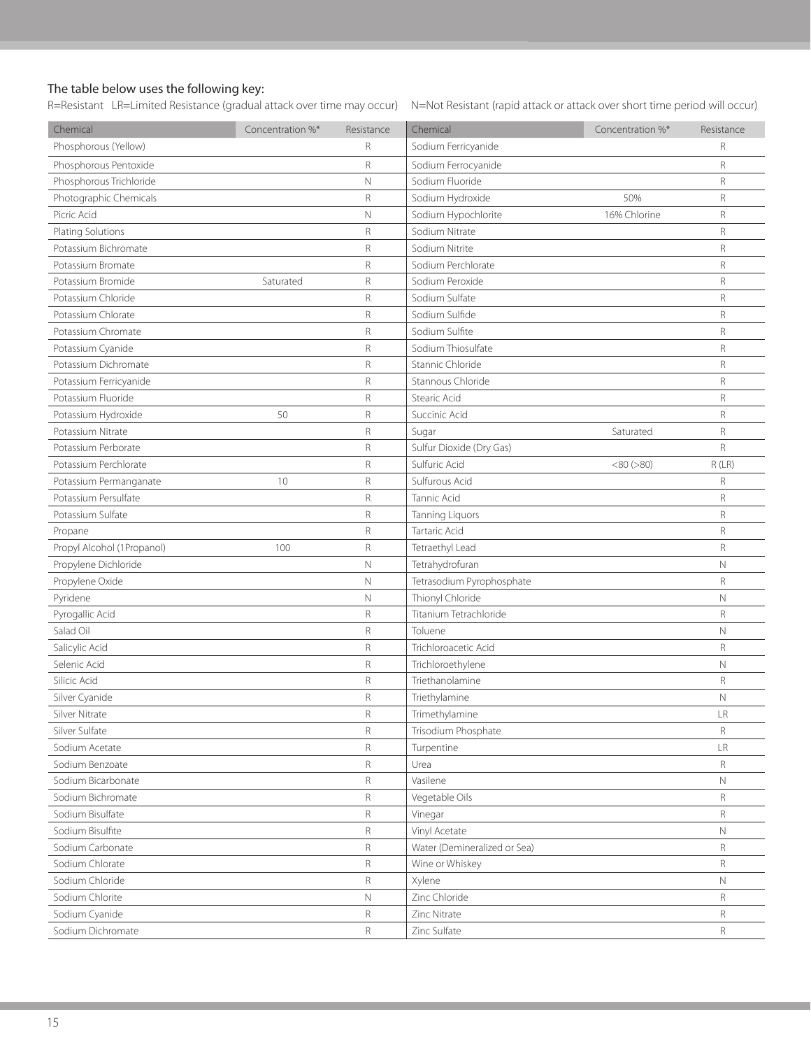The table below uses the following key:

R=Resistant LR=Limited Resistance (gradual attack over time may occur) N=Not Resistant (rapid attack or attack over short time period will occur)

| Chemical | Concentration %* | Resistance | Chemical | Concentration %* | Resistance |
|---|---|---|---|---|---|
| Phosphorous (Yellow) | | R | Sodium Ferricyanide | | R |
| Phosphorous Pentoxide | | R | Sodium Ferrocyanide | | R |
| Phosphorous Trichloride | | N | Sodium Fluoride | | R |
| Photographic Chemicals | | R | Sodium Hydroxide | 50% | R |
| Picric Acid | | N | Sodium Hypochlorite | 16% Chlorine | R |
| Plating Solutions | | R | Sodium Nitrate | | R |
| Potassium Bichromate | | R | Sodium Nitrite | | R |
| Potassium Bromate | | R | Sodium Perchlorate | | R |
| Potassium Bromide | Saturated | R | Sodium Peroxide | | R |
| Potassium Chloride | | R | Sodium Sulfate | | R |
| Potassium Chlorate | | R | Sodium Sulfide | | R |
| Potassium Chromate | | R | Sodium Sulfite | | R |
| Potassium Cyanide | | R | Sodium Thiosulfate | | R |
| Potassium Dichromate | | R | Stannic Chloride | | R |
| Potassium Ferricyanide | | R | Stannous Chloride | | R |
| Potassium Fluoride | | R | Stearic Acid | | R |
| Potassium Hydroxide | 50 | R | Succinic Acid | | R |
| Potassium Nitrate | | R | Sugar | Saturated | R |
| Potassium Perborate | | R | Sulfur Dioxide (Dry Gas) | | R |
| Potassium Perchlorate | | R | Sulfuric Acid | <80 (>80) | R (LR) |
| Potassium Permanganate | 10 | R | Sulfurous Acid | | R |
| Potassium Persulfate | | R | Tannic Acid | | R |
| Potassium Sulfate | | R | Tanning Liquors | | R |
| Propane | | R | Tartaric Acid | | R |
| Propyl Alcohol (1Propanol) | 100 | R | Tetraethyl Lead | | R |
| Propylene Dichloride | | N | Tetrahydrofuran | | N |
| Propylene Oxide | | N | Tetrasodium Pyrophosphate | | R |
| Pyridene | | N | Thionyl Chloride | | N |
| Pyrogallic Acid | | R | Titanium Tetrachloride | | R |
| Salad Oil | | R | Toluene | | N |
| Salicylic Acid | | R | Trichloroacetic Acid | | R |
| Selenic Acid | | R | Trichloroethylene | | N |
| Silicic Acid | | R | Triethanolamine | | R |
| Silver Cyanide | | R | Triethylamine | | N |
| Silver Nitrate | | R | Trimethylamine | | LR |
| Silver Sulfate | | R | Trisodium Phosphate | | R |
| Sodium Acetate | | R | Turpentine | | LR |
| Sodium Benzoate | | R | Urea | | R |
| Sodium Bicarbonate | | R | Vasilene | | N |
| Sodium Bichromate | | R | Vegetable Oils | | R |
| Sodium Bisulfate | | R | Vinegar | | R |
| Sodium Bisulfite | | R | Vinyl Acetate | | N |
| Sodium Carbonate | | R | Water (Demineralized or Sea) | | R |
| Sodium Chlorate | | R | Wine or Whiskey | | R |
| Sodium Chloride | | R | Xylene | | N |
| Sodium Chlorite | | N | Zinc Chloride | | R |
| Sodium Cyanide | | R | Zinc Nitrate | | R |
| Sodium Dichromate | | R | Zinc Sulfate | | R |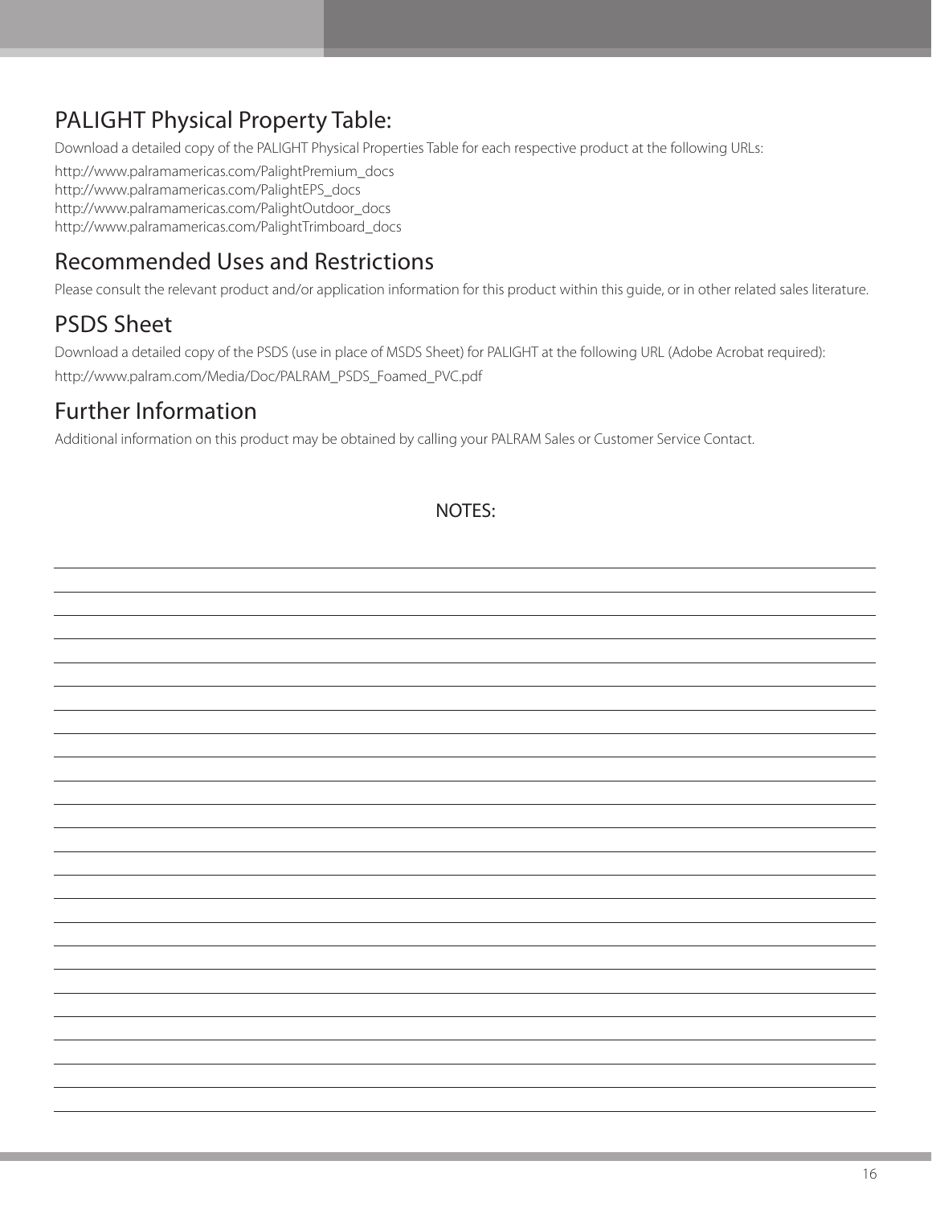## PALIGHT Physical Property Table:

Download a detailed copy of the PALIGHT Physical Properties Table for each respective product at the following URLs:

http://www.palramamericas.com/PalightPremium_docs
http://www.palramamericas.com/PalightEPS_docs
http://www.palramamericas.com/PalightOutdoor_docs
http://www.palramamericas.com/PalightTrimboard_docs

## Recommended Uses and Restrictions

Please consult the relevant product and/or application information for this product within this guide, or in other related sales literature.

## PSDS Sheet

Download a detailed copy of the PSDS (use in place of MSDS Sheet) for PALIGHT at the following URL (Adobe Acrobat required):

http://www.palram.com/Media/Doc/PALRAM_PSDS_Foamed_PVC.pdf

## Further Information

Additional information on this product may be obtained by calling your PALRAM Sales or Customer Service Contact.

NOTES: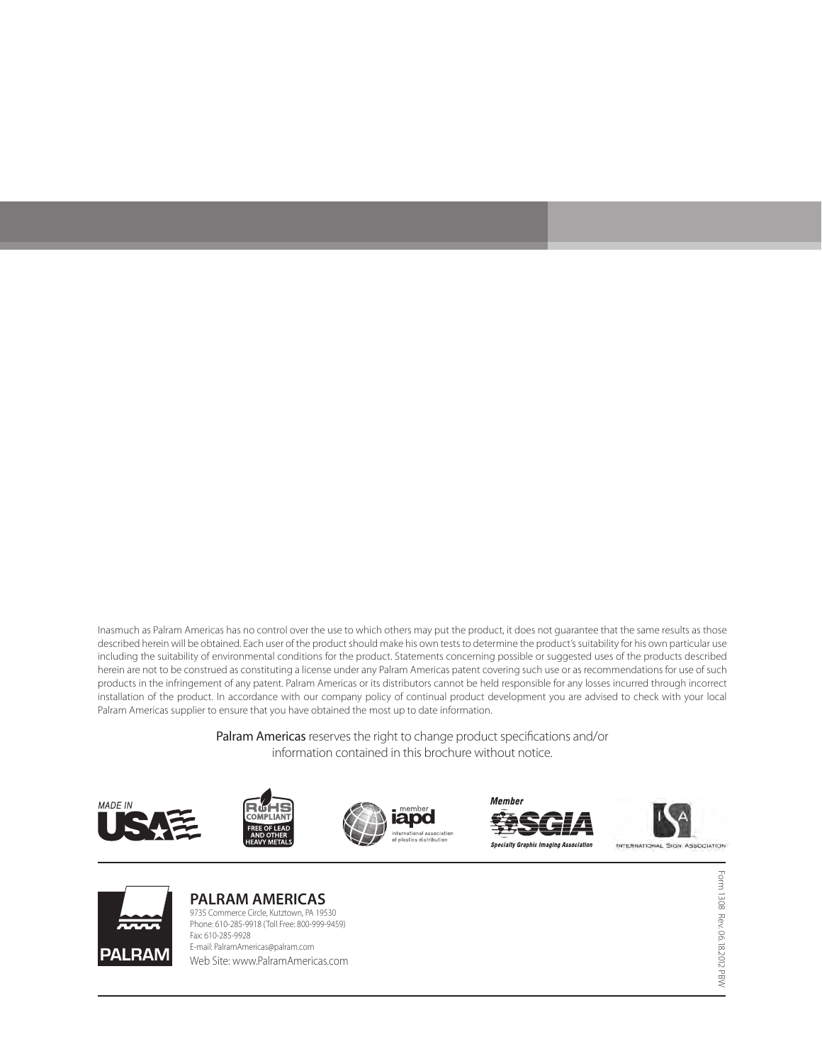Inasmuch as Palram Americas has no control over the use to which others may put the product, it does not guarantee that the same results as those described herein will be obtained. Each user of the product should make his own tests to determine the product's suitability for his own particular use including the suitability of environmental conditions for the product. Statements concerning possible or suggested uses of the products described herein are not to be construed as constituting a license under any Palram Americas patent covering such use or as recommendations for use of such products in the infringement of any patent. Palram Americas or its distributors cannot be held responsible for any losses incurred through incorrect installation of the product. In accordance with our company policy of continual product development you are advised to check with your local Palram Americas supplier to ensure that you have obtained the most up to date information.

Palram Americas reserves the right to change product specifications and/or information contained in this brochure without notice.

MADE IN USA

RoHS COMPLIANT FREE OF LEAD AND OTHER HEAVY METALS

member iapd international association of plastics distribution

Member SGIA Specialty Graphic Imaging Association

ISA INTERNATIONAL SIGN ASSOCIATION

PALRAM

## PALRAM AMERICAS

9735 Commerce Circle, Kutztown, PA 19530
Phone: 610-285-9918 (Toll Free: 800-999-9459)
Fax: 610-285-9928
E-mail: PalramAmericas@palram.com
Web Site: www.PalramAmericas.com

Form 1308 Rev. 06.18.2012 PBW